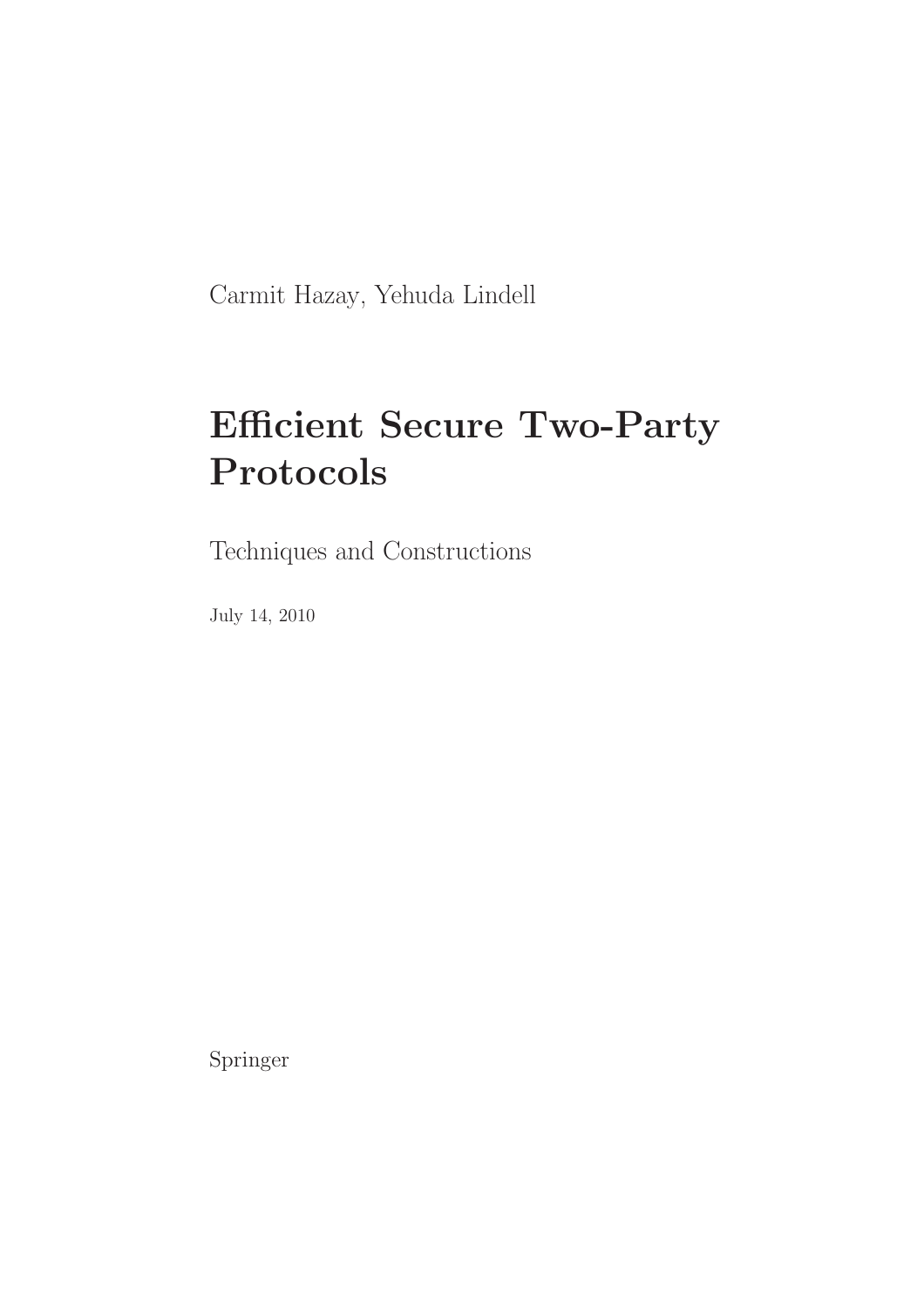Carmit Hazay, Yehuda Lindell

# Efficient Secure Two-Party Protocols

Techniques and Constructions

July 14, 2010

Springer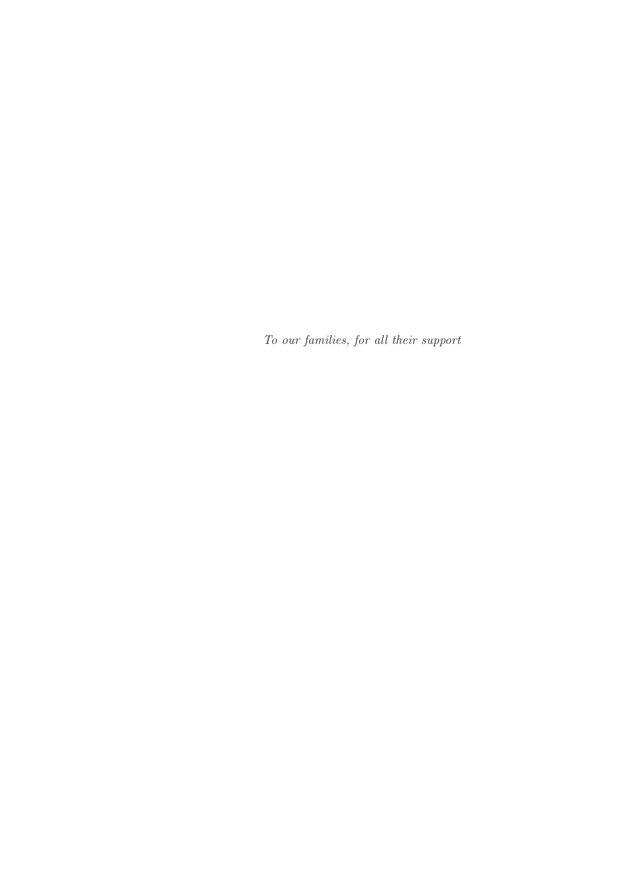*To our families, for all their support*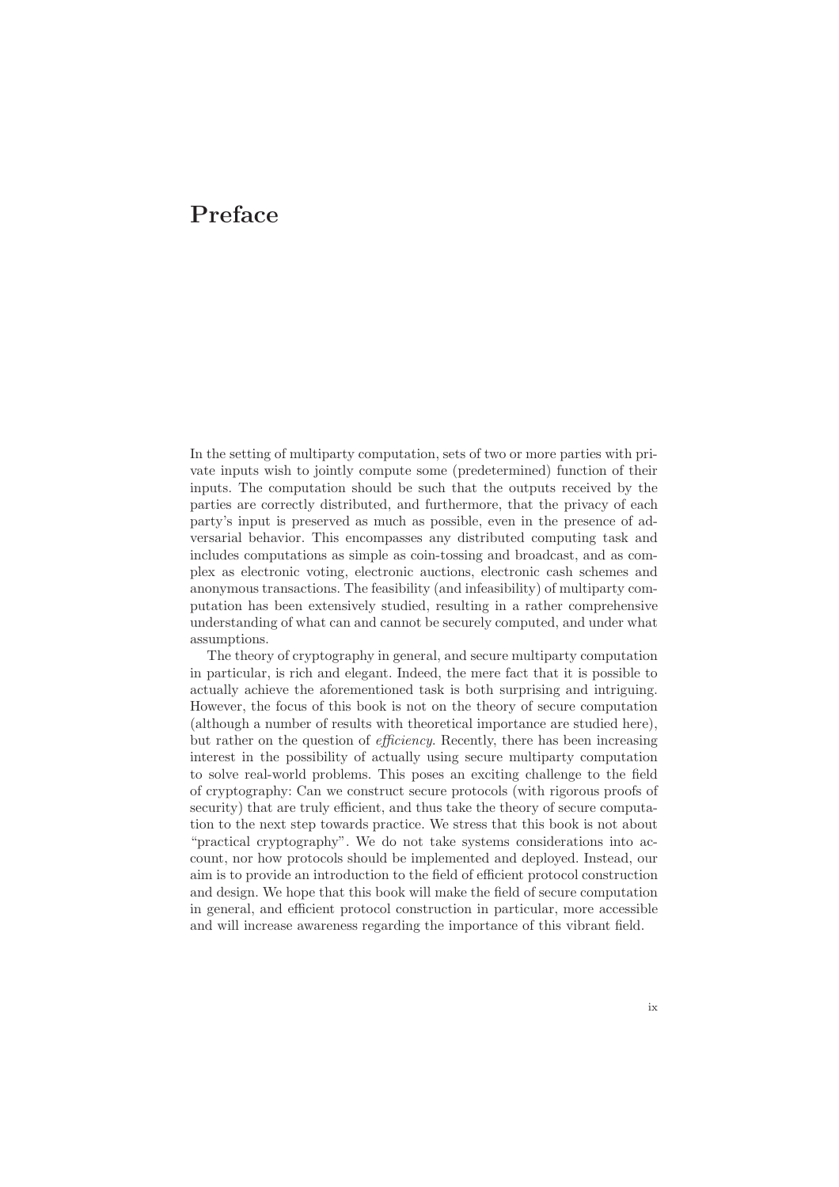# Preface

In the setting of multiparty computation, sets of two or more parties with private inputs wish to jointly compute some (predetermined) function of their inputs. The computation should be such that the outputs received by the parties are correctly distributed, and furthermore, that the privacy of each party's input is preserved as much as possible, even in the presence of adversarial behavior. This encompasses any distributed computing task and includes computations as simple as coin-tossing and broadcast, and as complex as electronic voting, electronic auctions, electronic cash schemes and anonymous transactions. The feasibility (and infeasibility) of multiparty computation has been extensively studied, resulting in a rather comprehensive understanding of what can and cannot be securely computed, and under what assumptions.

The theory of cryptography in general, and secure multiparty computation in particular, is rich and elegant. Indeed, the mere fact that it is possible to actually achieve the aforementioned task is both surprising and intriguing. However, the focus of this book is not on the theory of secure computation (although a number of results with theoretical importance are studied here), but rather on the question of *efficiency*. Recently, there has been increasing interest in the possibility of actually using secure multiparty computation to solve real-world problems. This poses an exciting challenge to the field of cryptography: Can we construct secure protocols (with rigorous proofs of security) that are truly efficient, and thus take the theory of secure computation to the next step towards practice. We stress that this book is not about "practical cryptography". We do not take systems considerations into account, nor how protocols should be implemented and deployed. Instead, our aim is to provide an introduction to the field of efficient protocol construction and design. We hope that this book will make the field of secure computation in general, and efficient protocol construction in particular, more accessible and will increase awareness regarding the importance of this vibrant field.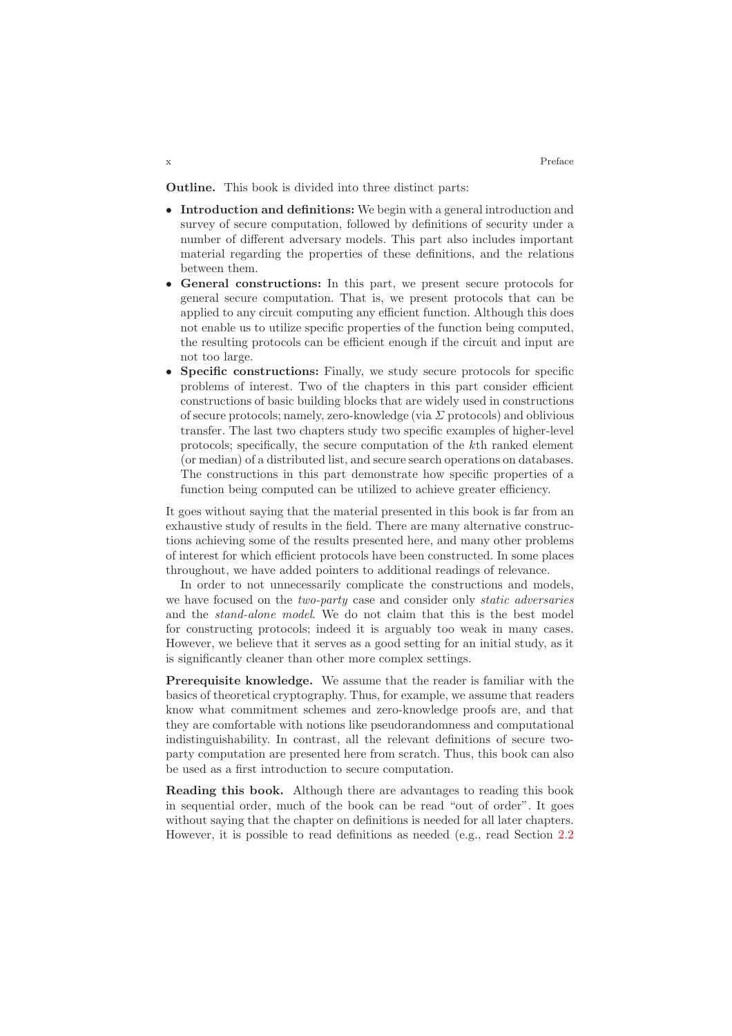**Outline.** This book is divided into three distinct parts:

- **Introduction and definitions:** We begin with a general introduction and survey of secure computation, followed by definitions of security under a number of different adversary models. This part also includes important material regarding the properties of these definitions, and the relations between them.
- **General constructions:** In this part, we present secure protocols for general secure computation. That is, we present protocols that can be applied to any circuit computing any efficient function. Although this does not enable us to utilize specific properties of the function being computed, the resulting protocols can be efficient enough if the circuit and input are not too large.
- **Specific constructions:** Finally, we study secure protocols for specific problems of interest. Two of the chapters in this part consider efficient constructions of basic building blocks that are widely used in constructions of secure protocols; namely, zero-knowledge (via $\Sigma$ protocols) and oblivious transfer. The last two chapters study two specific examples of higher-level protocols; specifically, the secure computation of the $k$th ranked element (or median) of a distributed list, and secure search operations on databases. The constructions in this part demonstrate how specific properties of a function being computed can be utilized to achieve greater efficiency.

It goes without saying that the material presented in this book is far from an exhaustive study of results in the field. There are many alternative constructions achieving some of the results presented here, and many other problems of interest for which efficient protocols have been constructed. In some places throughout, we have added pointers to additional readings of relevance.

In order to not unnecessarily complicate the constructions and models, we have focused on the *two-party* case and consider only *static adversaries* and the *stand-alone model*. We do not claim that this is the best model for constructing protocols; indeed it is arguably too weak in many cases. However, we believe that it serves as a good setting for an initial study, as it is significantly cleaner than other more complex settings.

**Prerequisite knowledge.** We assume that the reader is familiar with the basics of theoretical cryptography. Thus, for example, we assume that readers know what commitment schemes and zero-knowledge proofs are, and that they are comfortable with notions like pseudorandomness and computational indistinguishability. In contrast, all the relevant definitions of secure two-party computation are presented here from scratch. Thus, this book can also be used as a first introduction to secure computation.

**Reading this book.** Although there are advantages to reading this book in sequential order, much of the book can be read "out of order". It goes without saying that the chapter on definitions is needed for all later chapters. However, it is possible to read definitions as needed (e.g., read Section 2.2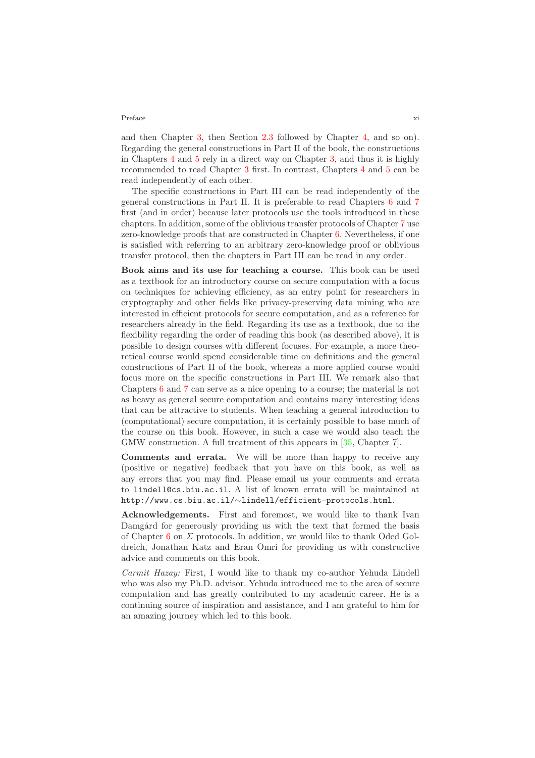and then Chapter 3, then Section 2.3 followed by Chapter 4, and so on). Regarding the general constructions in Part II of the book, the constructions in Chapters 4 and 5 rely in a direct way on Chapter 3, and thus it is highly recommended to read Chapter 3 first. In contrast, Chapters 4 and 5 can be read independently of each other.

The specific constructions in Part III can be read independently of the general constructions in Part II. It is preferable to read Chapters 6 and 7 first (and in order) because later protocols use the tools introduced in these chapters. In addition, some of the oblivious transfer protocols of Chapter 7 use zero-knowledge proofs that are constructed in Chapter 6. Nevertheless, if one is satisfied with referring to an arbitrary zero-knowledge proof or oblivious transfer protocol, then the chapters in Part III can be read in any order.

**Book aims and its use for teaching a course.** This book can be used as a textbook for an introductory course on secure computation with a focus on techniques for achieving efficiency, as an entry point for researchers in cryptography and other fields like privacy-preserving data mining who are interested in efficient protocols for secure computation, and as a reference for researchers already in the field. Regarding its use as a textbook, due to the flexibility regarding the order of reading this book (as described above), it is possible to design courses with different focuses. For example, a more theoretical course would spend considerable time on definitions and the general constructions of Part II of the book, whereas a more applied course would focus more on the specific constructions in Part III. We remark also that Chapters 6 and 7 can serve as a nice opening to a course; the material is not as heavy as general secure computation and contains many interesting ideas that can be attractive to students. When teaching a general introduction to (computational) secure computation, it is certainly possible to base much of the course on this book. However, in such a case we would also teach the GMW construction. A full treatment of this appears in [35, Chapter 7].

**Comments and errata.** We will be more than happy to receive any (positive or negative) feedback that you have on this book, as well as any errors that you may find. Please email us your comments and errata to `lindell@cs.biu.ac.il`. A list of known errata will be maintained at `http://www.cs.biu.ac.il/~lindell/efficient-protocols.html`.

**Acknowledgements.** First and foremost, we would like to thank Ivan Damgård for generously providing us with the text that formed the basis of Chapter 6 on $\Sigma$ protocols. In addition, we would like to thank Oded Goldreich, Jonathan Katz and Eran Omri for providing us with constructive advice and comments on this book.

*Carmit Hazay:* First, I would like to thank my co-author Yehuda Lindell who was also my Ph.D. advisor. Yehuda introduced me to the area of secure computation and has greatly contributed to my academic career. He is a continuing source of inspiration and assistance, and I am grateful to him for an amazing journey which led to this book.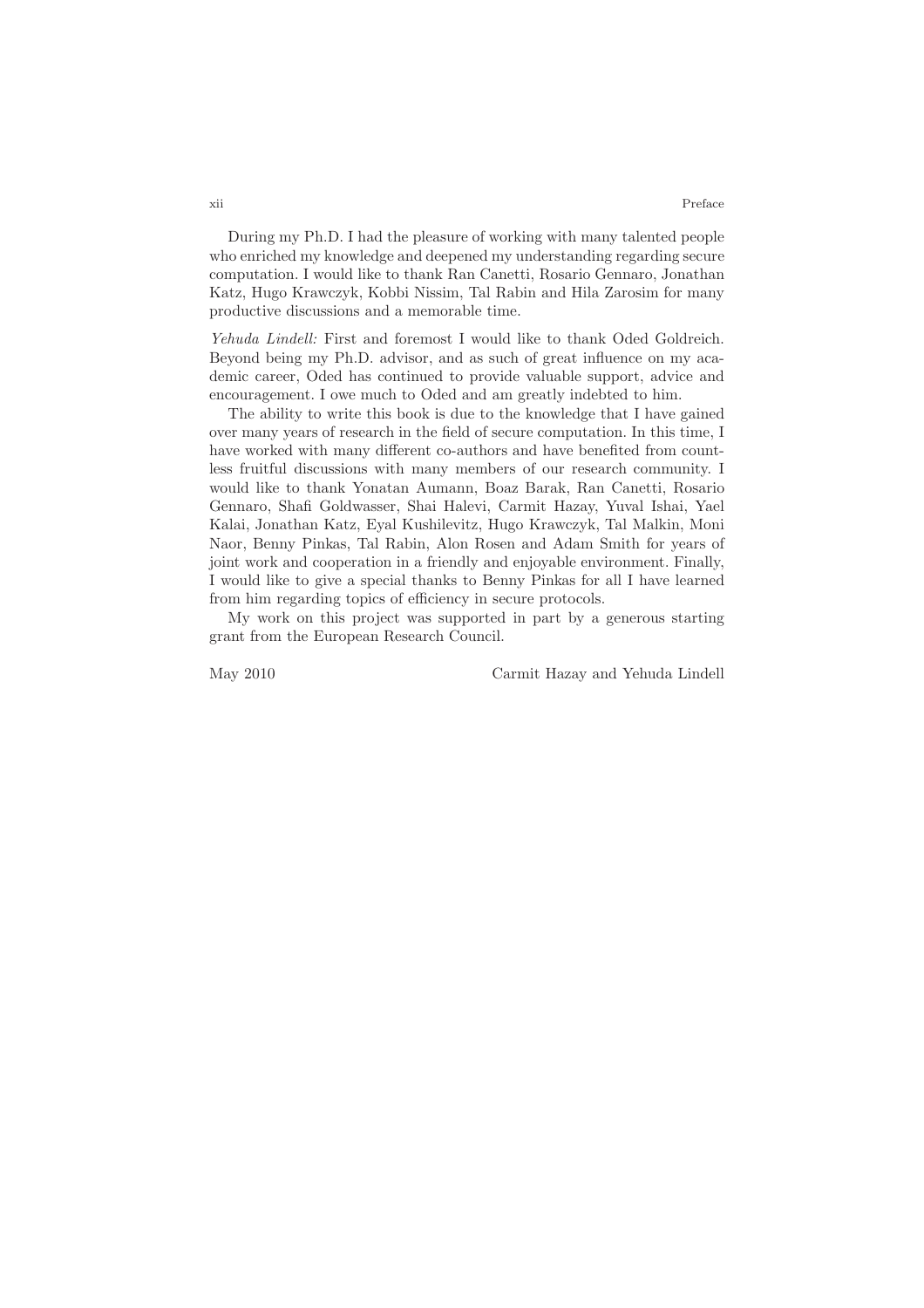During my Ph.D. I had the pleasure of working with many talented people who enriched my knowledge and deepened my understanding regarding secure computation. I would like to thank Ran Canetti, Rosario Gennaro, Jonathan Katz, Hugo Krawczyk, Kobbi Nissim, Tal Rabin and Hila Zarosim for many productive discussions and a memorable time.

*Yehuda Lindell:* First and foremost I would like to thank Oded Goldreich. Beyond being my Ph.D. advisor, and as such of great influence on my academic career, Oded has continued to provide valuable support, advice and encouragement. I owe much to Oded and am greatly indebted to him.

The ability to write this book is due to the knowledge that I have gained over many years of research in the field of secure computation. In this time, I have worked with many different co-authors and have benefited from countless fruitful discussions with many members of our research community. I would like to thank Yonatan Aumann, Boaz Barak, Ran Canetti, Rosario Gennaro, Shafi Goldwasser, Shai Halevi, Carmit Hazay, Yuval Ishai, Yael Kalai, Jonathan Katz, Eyal Kushilevitz, Hugo Krawczyk, Tal Malkin, Moni Naor, Benny Pinkas, Tal Rabin, Alon Rosen and Adam Smith for years of joint work and cooperation in a friendly and enjoyable environment. Finally, I would like to give a special thanks to Benny Pinkas for all I have learned from him regarding topics of efficiency in secure protocols.

My work on this project was supported in part by a generous starting grant from the European Research Council.

May 2010 Carmit Hazay and Yehuda Lindell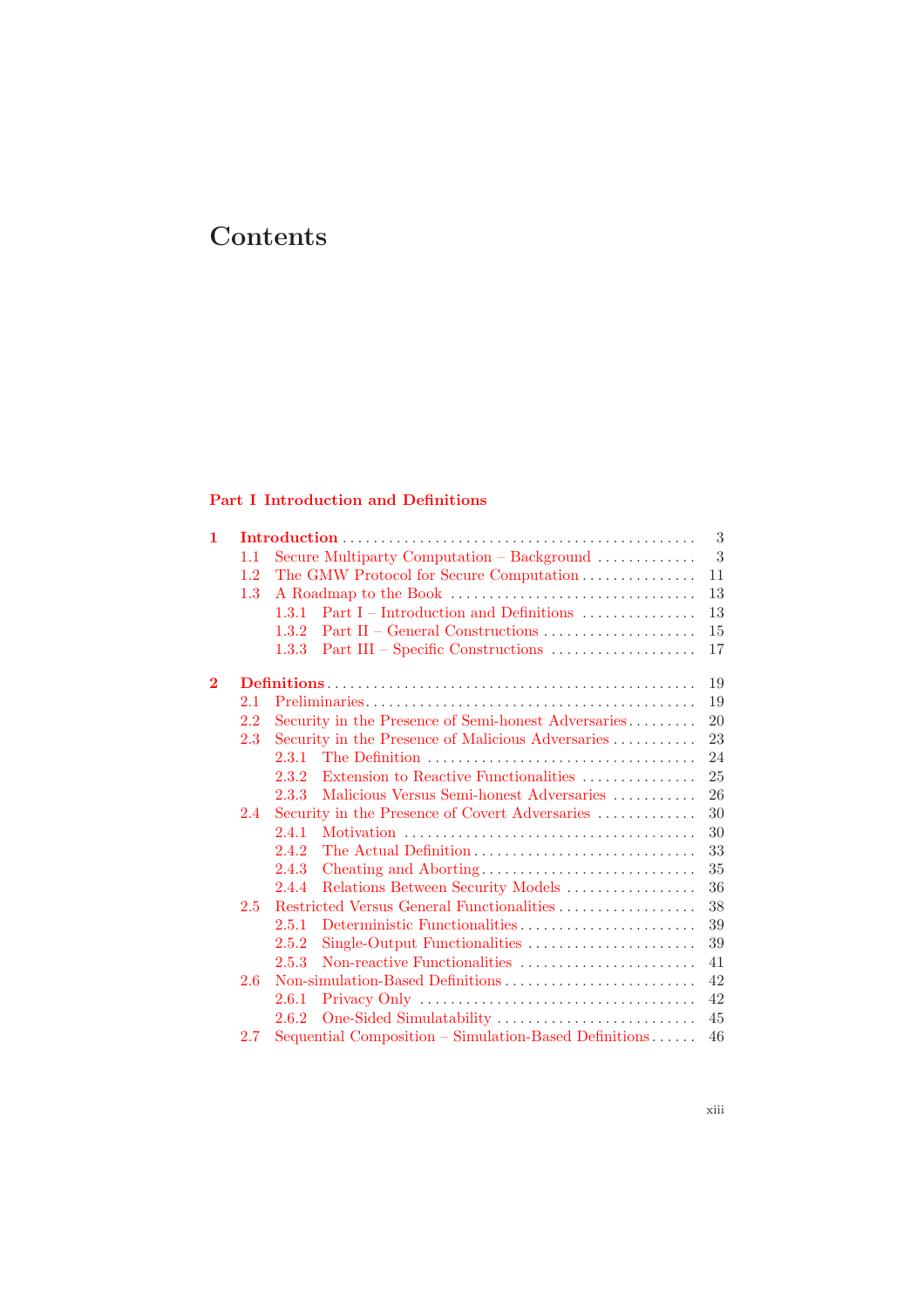# Contents

## Part I Introduction and Definitions

**1 Introduction** .... 3
- 1.1 Secure Multiparty Computation – Background .... 3
- 1.2 The GMW Protocol for Secure Computation .... 11
- 1.3 A Roadmap to the Book .... 13
  - 1.3.1 Part I – Introduction and Definitions .... 13
  - 1.3.2 Part II – General Constructions .... 15
  - 1.3.3 Part III – Specific Constructions .... 17

**2 Definitions** .... 19
- 2.1 Preliminaries .... 19
- 2.2 Security in the Presence of Semi-honest Adversaries .... 20
- 2.3 Security in the Presence of Malicious Adversaries .... 23
  - 2.3.1 The Definition .... 24
  - 2.3.2 Extension to Reactive Functionalities .... 25
  - 2.3.3 Malicious Versus Semi-honest Adversaries .... 26
- 2.4 Security in the Presence of Covert Adversaries .... 30
  - 2.4.1 Motivation .... 30
  - 2.4.2 The Actual Definition .... 33
  - 2.4.3 Cheating and Aborting .... 35
  - 2.4.4 Relations Between Security Models .... 36
- 2.5 Restricted Versus General Functionalities .... 38
  - 2.5.1 Deterministic Functionalities .... 39
  - 2.5.2 Single-Output Functionalities .... 39
  - 2.5.3 Non-reactive Functionalities .... 41
- 2.6 Non-simulation-Based Definitions .... 42
  - 2.6.1 Privacy Only .... 42
  - 2.6.2 One-Sided Simulatability .... 45
- 2.7 Sequential Composition – Simulation-Based Definitions .... 46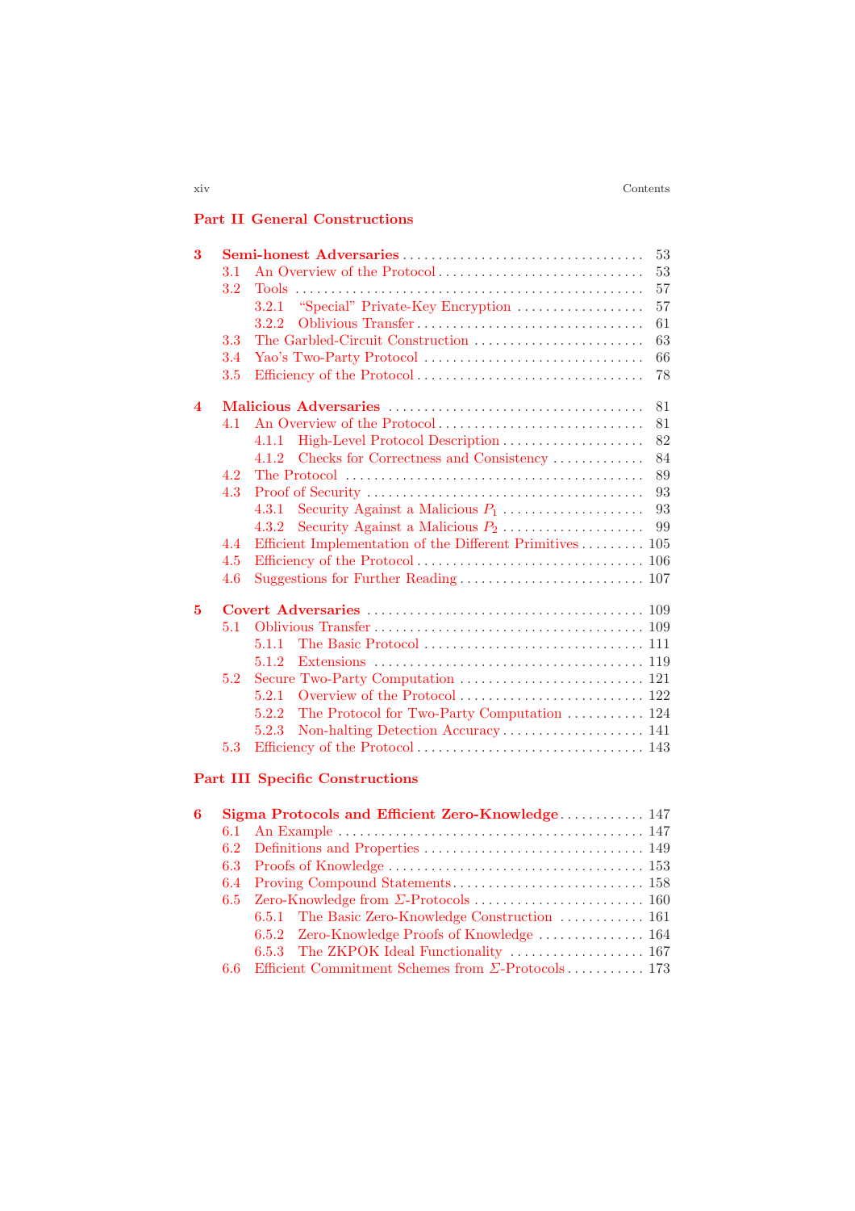**Part II General Constructions**

| | | |
|---|---|---|
| **3** | **Semi-honest Adversaries** | 53 |
| 3.1 | An Overview of the Protocol | 53 |
| 3.2 | Tools | 57 |
| 3.2.1 | "Special" Private-Key Encryption | 57 |
| 3.2.2 | Oblivious Transfer | 61 |
| 3.3 | The Garbled-Circuit Construction | 63 |
| 3.4 | Yao's Two-Party Protocol | 66 |
| 3.5 | Efficiency of the Protocol | 78 |
| **4** | **Malicious Adversaries** | 81 |
| 4.1 | An Overview of the Protocol | 81 |
| 4.1.1 | High-Level Protocol Description | 82 |
| 4.1.2 | Checks for Correctness and Consistency | 84 |
| 4.2 | The Protocol | 89 |
| 4.3 | Proof of Security | 93 |
| 4.3.1 | Security Against a Malicious $P_1$ | 93 |
| 4.3.2 | Security Against a Malicious $P_2$ | 99 |
| 4.4 | Efficient Implementation of the Different Primitives | 105 |
| 4.5 | Efficiency of the Protocol | 106 |
| 4.6 | Suggestions for Further Reading | 107 |
| **5** | **Covert Adversaries** | 109 |
| 5.1 | Oblivious Transfer | 109 |
| 5.1.1 | The Basic Protocol | 111 |
| 5.1.2 | Extensions | 119 |
| 5.2 | Secure Two-Party Computation | 121 |
| 5.2.1 | Overview of the Protocol | 122 |
| 5.2.2 | The Protocol for Two-Party Computation | 124 |
| 5.2.3 | Non-halting Detection Accuracy | 141 |
| 5.3 | Efficiency of the Protocol | 143 |

**Part III Specific Constructions**

| | | |
|---|---|---|
| **6** | **Sigma Protocols and Efficient Zero-Knowledge** | 147 |
| 6.1 | An Example | 147 |
| 6.2 | Definitions and Properties | 149 |
| 6.3 | Proofs of Knowledge | 153 |
| 6.4 | Proving Compound Statements | 158 |
| 6.5 | Zero-Knowledge from $\Sigma$-Protocols | 160 |
| 6.5.1 | The Basic Zero-Knowledge Construction | 161 |
| 6.5.2 | Zero-Knowledge Proofs of Knowledge | 164 |
| 6.5.3 | The ZKPOK Ideal Functionality | 167 |
| 6.6 | Efficient Commitment Schemes from $\Sigma$-Protocols | 173 |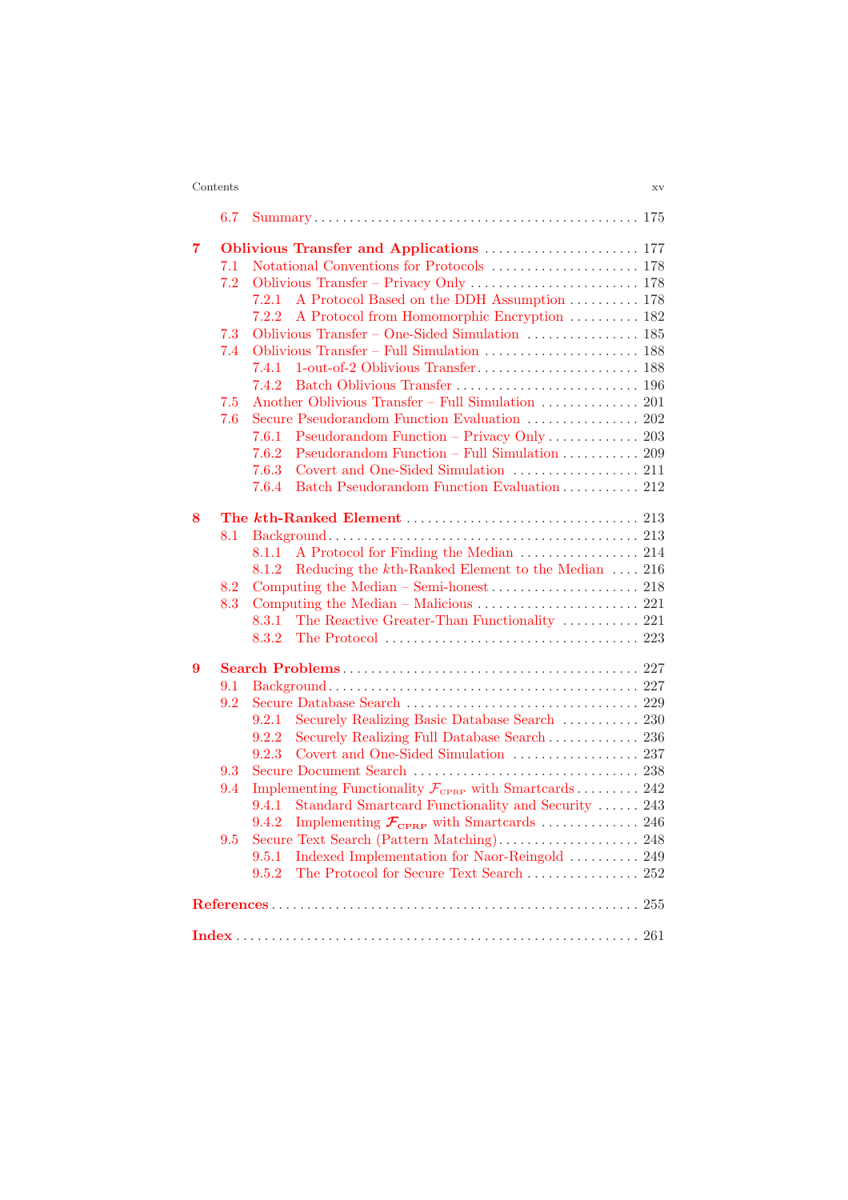6.7 Summary . . . . . . . . . . . . . . . . . . . . . . . . . . . . . . . . . . . . . . . . . . . . . 175

**7 Oblivious Transfer and Applications** . . . . . . . . . . . . . . . . . . . . . . 177
7.1 Notational Conventions for Protocols . . . . . . . . . . . . . . . . . . . . 178
7.2 Oblivious Transfer – Privacy Only . . . . . . . . . . . . . . . . . . . . . . . . 178
7.2.1 A Protocol Based on the DDH Assumption . . . . . . . . . . 178
7.2.2 A Protocol from Homomorphic Encryption . . . . . . . . . . 182
7.3 Oblivious Transfer – One-Sided Simulation . . . . . . . . . . . . . . . . 185
7.4 Oblivious Transfer – Full Simulation . . . . . . . . . . . . . . . . . . . . . . 188
7.4.1 1-out-of-2 Oblivious Transfer . . . . . . . . . . . . . . . . . . . . . . . 188
7.4.2 Batch Oblivious Transfer . . . . . . . . . . . . . . . . . . . . . . . . . . 196
7.5 Another Oblivious Transfer – Full Simulation . . . . . . . . . . . . . . 201
7.6 Secure Pseudorandom Function Evaluation . . . . . . . . . . . . . . . . 202
7.6.1 Pseudorandom Function – Privacy Only . . . . . . . . . . . . . 203
7.6.2 Pseudorandom Function – Full Simulation . . . . . . . . . . . 209
7.6.3 Covert and One-Sided Simulation . . . . . . . . . . . . . . . . . . 211
7.6.4 Batch Pseudorandom Function Evaluation . . . . . . . . . . . 212

**8 The $k$th-Ranked Element** . . . . . . . . . . . . . . . . . . . . . . . . . . . . . . . . 213
8.1 Background . . . . . . . . . . . . . . . . . . . . . . . . . . . . . . . . . . . . . . . . . . . 213
8.1.1 A Protocol for Finding the Median . . . . . . . . . . . . . . . . . 214
8.1.2 Reducing the $k$th-Ranked Element to the Median . . . . 216
8.2 Computing the Median – Semi-honest . . . . . . . . . . . . . . . . . . . . . 218
8.3 Computing the Median – Malicious . . . . . . . . . . . . . . . . . . . . . . . 221
8.3.1 The Reactive Greater-Than Functionality . . . . . . . . . . . 221
8.3.2 The Protocol . . . . . . . . . . . . . . . . . . . . . . . . . . . . . . . . . . . . 223

**9 Search Problems** . . . . . . . . . . . . . . . . . . . . . . . . . . . . . . . . . . . . . . . . . 227
9.1 Background . . . . . . . . . . . . . . . . . . . . . . . . . . . . . . . . . . . . . . . . . . . 227
9.2 Secure Database Search . . . . . . . . . . . . . . . . . . . . . . . . . . . . . . . . 229
9.2.1 Securely Realizing Basic Database Search . . . . . . . . . . . 230
9.2.2 Securely Realizing Full Database Search . . . . . . . . . . . . . 236
9.2.3 Covert and One-Sided Simulation . . . . . . . . . . . . . . . . . . 237
9.3 Secure Document Search . . . . . . . . . . . . . . . . . . . . . . . . . . . . . . . . 238
9.4 Implementing Functionality $\mathcal{F}_{\text{CPRP}}$ with Smartcards . . . . . . . . . 242
9.4.1 Standard Smartcard Functionality and Security . . . . . . 243
9.4.2 Implementing $\mathcal{F}_{\text{CPRP}}$ with Smartcards . . . . . . . . . . . . . . 246
9.5 Secure Text Search (Pattern Matching) . . . . . . . . . . . . . . . . . . . . 248
9.5.1 Indexed Implementation for Naor-Reingold . . . . . . . . . . 249
9.5.2 The Protocol for Secure Text Search . . . . . . . . . . . . . . . . 252

**References** . . . . . . . . . . . . . . . . . . . . . . . . . . . . . . . . . . . . . . . . . . . . . . . . 255

**Index** . . . . . . . . . . . . . . . . . . . . . . . . . . . . . . . . . . . . . . . . . . . . . . . . . . . . 261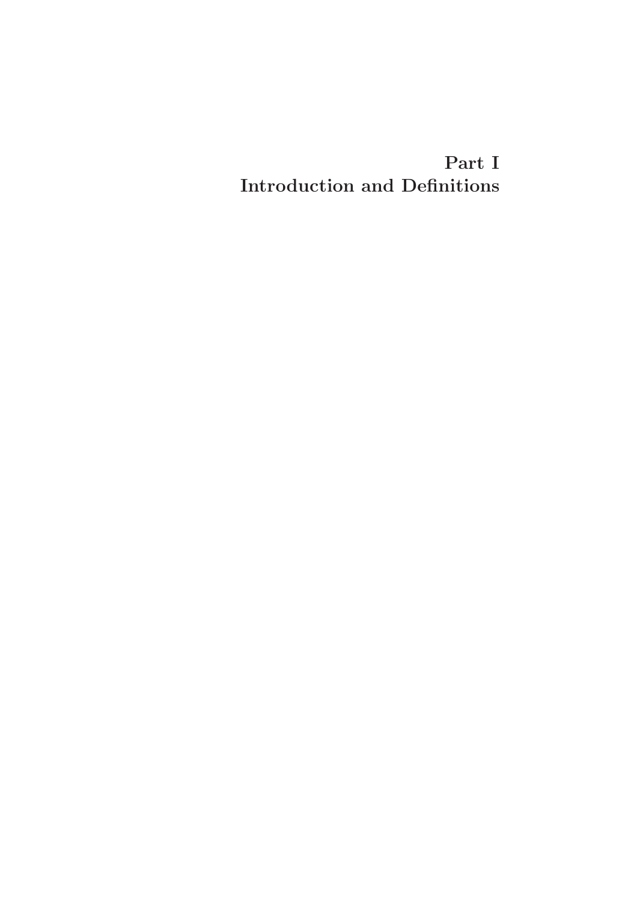# Part I
# Introduction and Definitions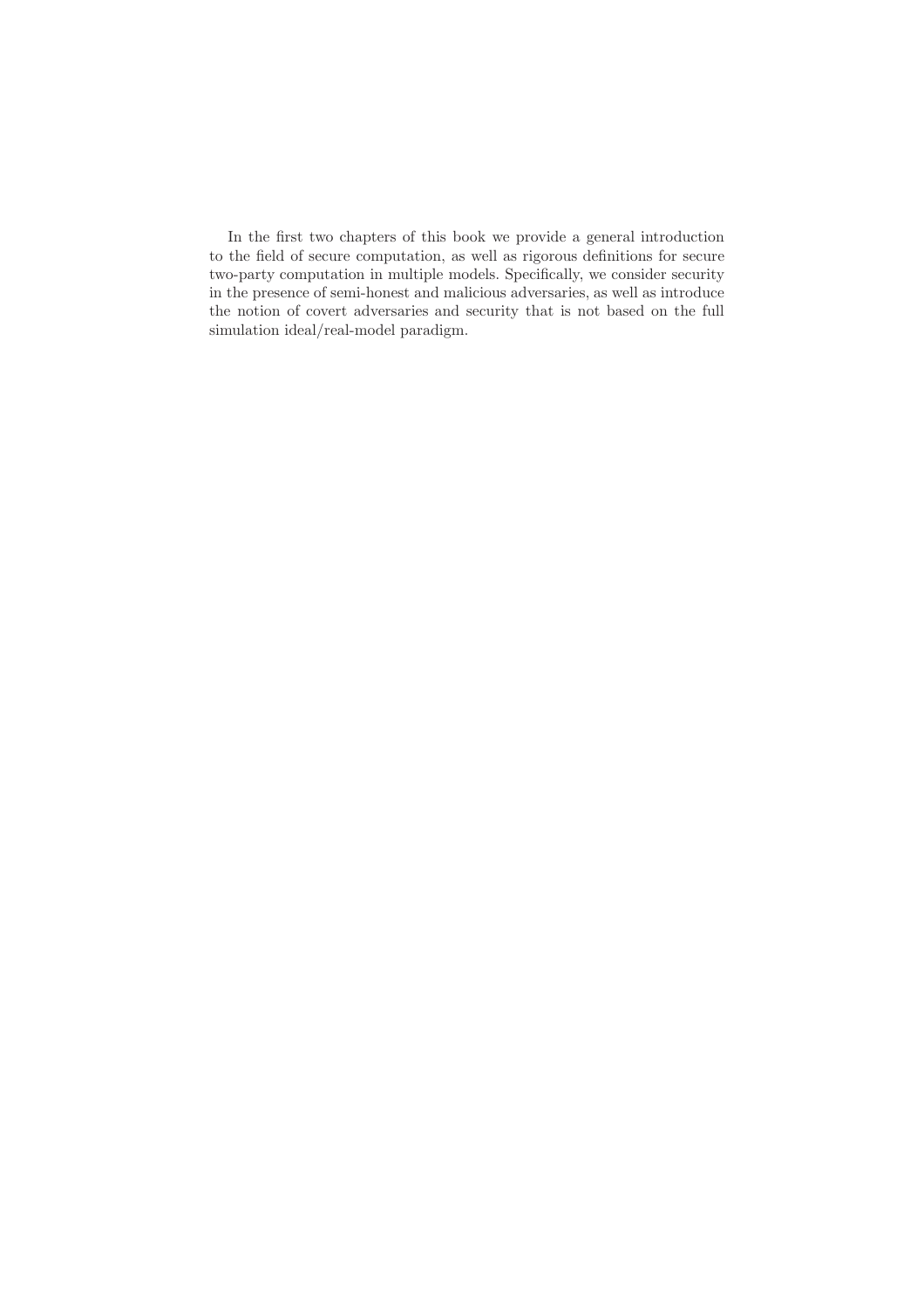In the first two chapters of this book we provide a general introduction to the field of secure computation, as well as rigorous definitions for secure two-party computation in multiple models. Specifically, we consider security in the presence of semi-honest and malicious adversaries, as well as introduce the notion of covert adversaries and security that is not based on the full simulation ideal/real-model paradigm.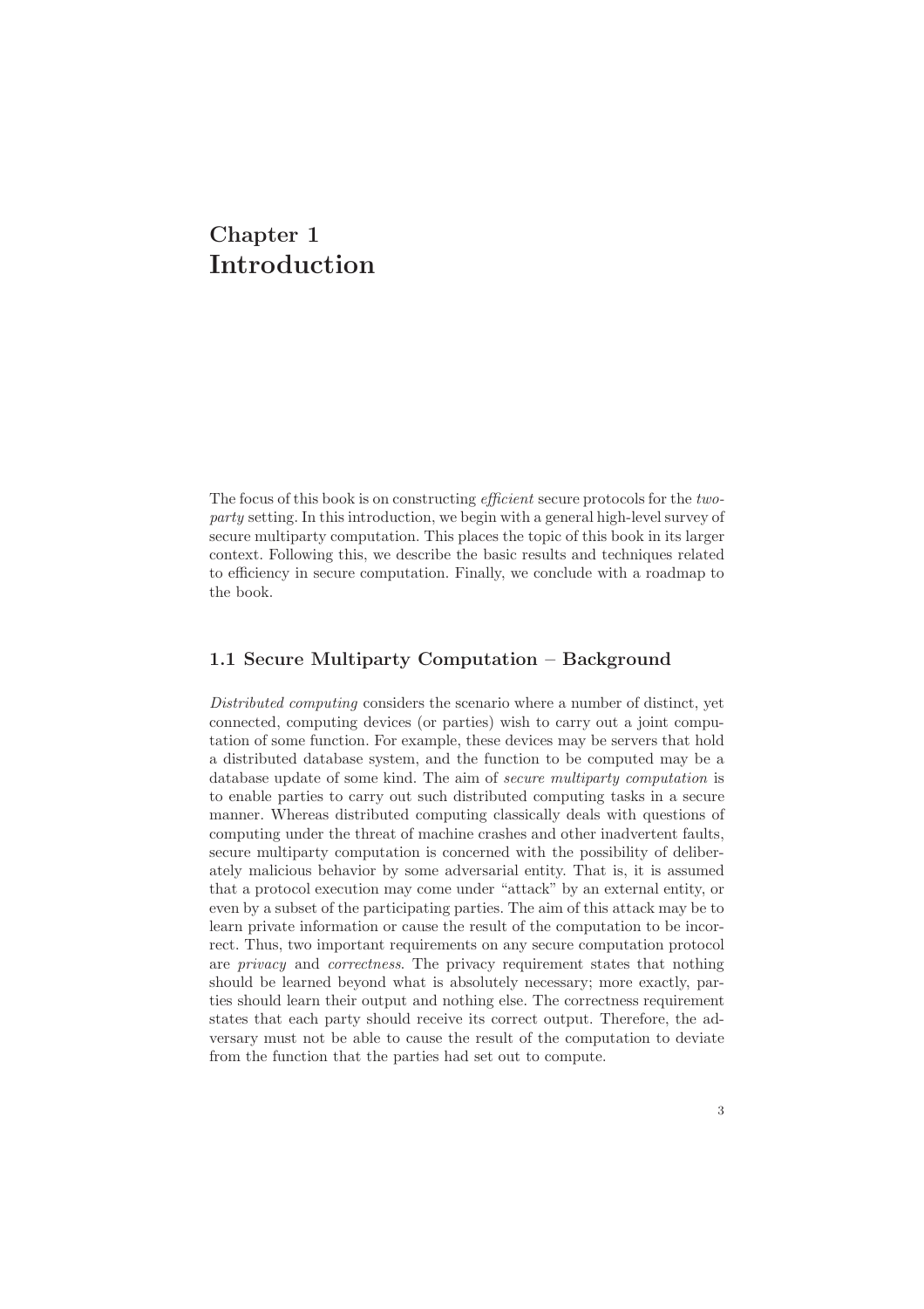# Chapter 1
# Introduction

The focus of this book is on constructing *efficient* secure protocols for the *two-party* setting. In this introduction, we begin with a general high-level survey of secure multiparty computation. This places the topic of this book in its larger context. Following this, we describe the basic results and techniques related to efficiency in secure computation. Finally, we conclude with a roadmap to the book.

## 1.1 Secure Multiparty Computation – Background

*Distributed computing* considers the scenario where a number of distinct, yet connected, computing devices (or parties) wish to carry out a joint computation of some function. For example, these devices may be servers that hold a distributed database system, and the function to be computed may be a database update of some kind. The aim of *secure multiparty computation* is to enable parties to carry out such distributed computing tasks in a secure manner. Whereas distributed computing classically deals with questions of computing under the threat of machine crashes and other inadvertent faults, secure multiparty computation is concerned with the possibility of deliberately malicious behavior by some adversarial entity. That is, it is assumed that a protocol execution may come under "attack" by an external entity, or even by a subset of the participating parties. The aim of this attack may be to learn private information or cause the result of the computation to be incorrect. Thus, two important requirements on any secure computation protocol are *privacy* and *correctness*. The privacy requirement states that nothing should be learned beyond what is absolutely necessary; more exactly, parties should learn their output and nothing else. The correctness requirement states that each party should receive its correct output. Therefore, the adversary must not be able to cause the result of the computation to deviate from the function that the parties had set out to compute.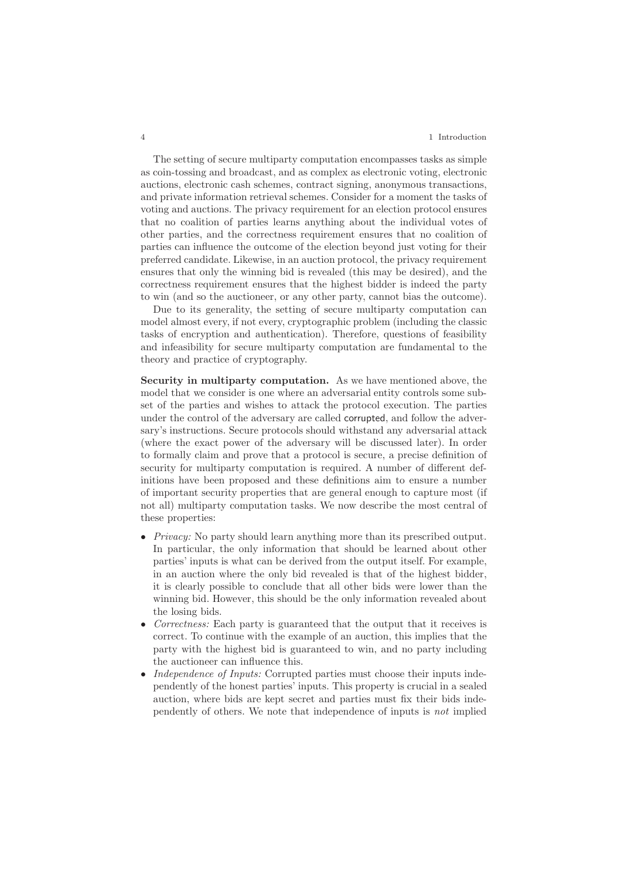The setting of secure multiparty computation encompasses tasks as simple as coin-tossing and broadcast, and as complex as electronic voting, electronic auctions, electronic cash schemes, contract signing, anonymous transactions, and private information retrieval schemes. Consider for a moment the tasks of voting and auctions. The privacy requirement for an election protocol ensures that no coalition of parties learns anything about the individual votes of other parties, and the correctness requirement ensures that no coalition of parties can influence the outcome of the election beyond just voting for their preferred candidate. Likewise, in an auction protocol, the privacy requirement ensures that only the winning bid is revealed (this may be desired), and the correctness requirement ensures that the highest bidder is indeed the party to win (and so the auctioneer, or any other party, cannot bias the outcome).

Due to its generality, the setting of secure multiparty computation can model almost every, if not every, cryptographic problem (including the classic tasks of encryption and authentication). Therefore, questions of feasibility and infeasibility for secure multiparty computation are fundamental to the theory and practice of cryptography.

**Security in multiparty computation.** As we have mentioned above, the model that we consider is one where an adversarial entity controls some subset of the parties and wishes to attack the protocol execution. The parties under the control of the adversary are called corrupted, and follow the adversary's instructions. Secure protocols should withstand any adversarial attack (where the exact power of the adversary will be discussed later). In order to formally claim and prove that a protocol is secure, a precise definition of security for multiparty computation is required. A number of different definitions have been proposed and these definitions aim to ensure a number of important security properties that are general enough to capture most (if not all) multiparty computation tasks. We now describe the most central of these properties:

- *Privacy:* No party should learn anything more than its prescribed output. In particular, the only information that should be learned about other parties' inputs is what can be derived from the output itself. For example, in an auction where the only bid revealed is that of the highest bidder, it is clearly possible to conclude that all other bids were lower than the winning bid. However, this should be the only information revealed about the losing bids.
- *Correctness:* Each party is guaranteed that the output that it receives is correct. To continue with the example of an auction, this implies that the party with the highest bid is guaranteed to win, and no party including the auctioneer can influence this.
- *Independence of Inputs:* Corrupted parties must choose their inputs independently of the honest parties' inputs. This property is crucial in a sealed auction, where bids are kept secret and parties must fix their bids independently of others. We note that independence of inputs is *not* implied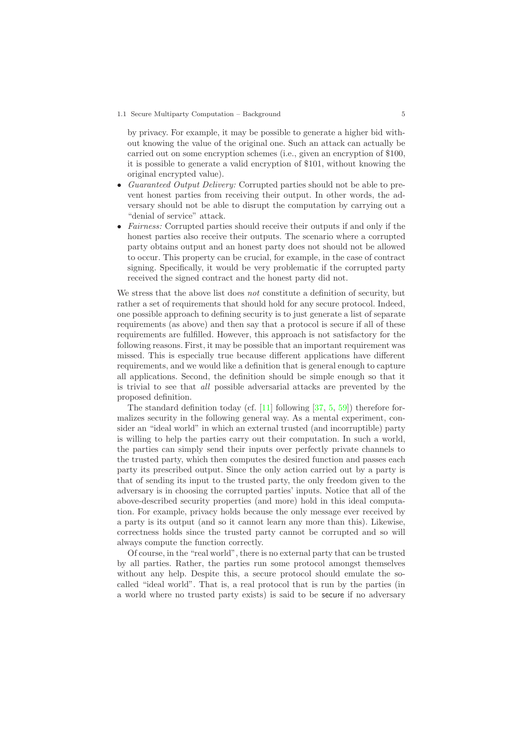by privacy. For example, it may be possible to generate a higher bid without knowing the value of the original one. Such an attack can actually be carried out on some encryption schemes (i.e., given an encryption of \$100, it is possible to generate a valid encryption of \$101, without knowing the original encrypted value).

- *Guaranteed Output Delivery:* Corrupted parties should not be able to prevent honest parties from receiving their output. In other words, the adversary should not be able to disrupt the computation by carrying out a "denial of service" attack.
- *Fairness:* Corrupted parties should receive their outputs if and only if the honest parties also receive their outputs. The scenario where a corrupted party obtains output and an honest party does not should not be allowed to occur. This property can be crucial, for example, in the case of contract signing. Specifically, it would be very problematic if the corrupted party received the signed contract and the honest party did not.

We stress that the above list does *not* constitute a definition of security, but rather a set of requirements that should hold for any secure protocol. Indeed, one possible approach to defining security is to just generate a list of separate requirements (as above) and then say that a protocol is secure if all of these requirements are fulfilled. However, this approach is not satisfactory for the following reasons. First, it may be possible that an important requirement was missed. This is especially true because different applications have different requirements, and we would like a definition that is general enough to capture all applications. Second, the definition should be simple enough so that it is trivial to see that *all* possible adversarial attacks are prevented by the proposed definition.

The standard definition today (cf. [11] following [37, 5, 59]) therefore formalizes security in the following general way. As a mental experiment, consider an "ideal world" in which an external trusted (and incorruptible) party is willing to help the parties carry out their computation. In such a world, the parties can simply send their inputs over perfectly private channels to the trusted party, which then computes the desired function and passes each party its prescribed output. Since the only action carried out by a party is that of sending its input to the trusted party, the only freedom given to the adversary is in choosing the corrupted parties' inputs. Notice that all of the above-described security properties (and more) hold in this ideal computation. For example, privacy holds because the only message ever received by a party is its output (and so it cannot learn any more than this). Likewise, correctness holds since the trusted party cannot be corrupted and so will always compute the function correctly.

Of course, in the "real world", there is no external party that can be trusted by all parties. Rather, the parties run some protocol amongst themselves without any help. Despite this, a secure protocol should emulate the so-called "ideal world". That is, a real protocol that is run by the parties (in a world where no trusted party exists) is said to be secure if no adversary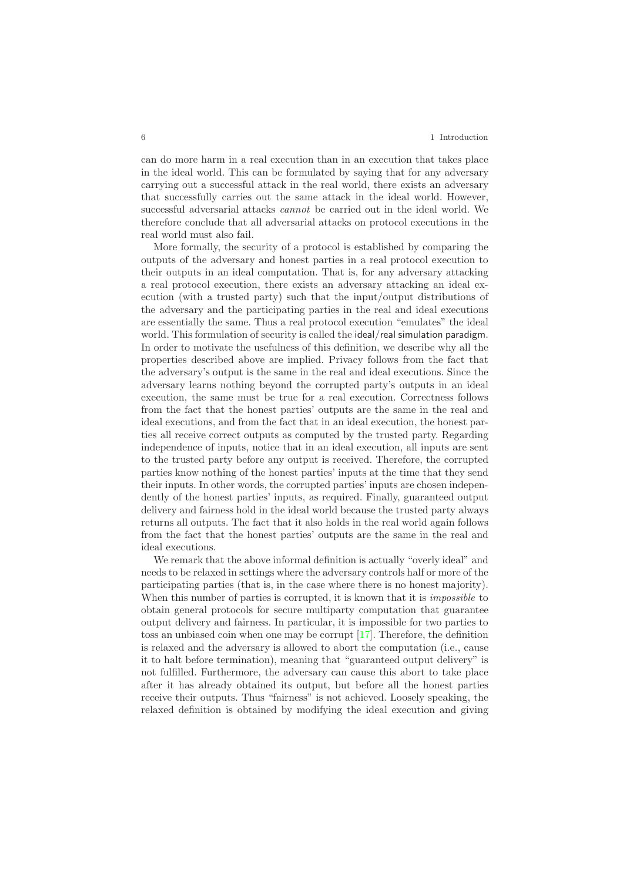can do more harm in a real execution than in an execution that takes place in the ideal world. This can be formulated by saying that for any adversary carrying out a successful attack in the real world, there exists an adversary that successfully carries out the same attack in the ideal world. However, successful adversarial attacks *cannot* be carried out in the ideal world. We therefore conclude that all adversarial attacks on protocol executions in the real world must also fail.

More formally, the security of a protocol is established by comparing the outputs of the adversary and honest parties in a real protocol execution to their outputs in an ideal computation. That is, for any adversary attacking a real protocol execution, there exists an adversary attacking an ideal execution (with a trusted party) such that the input/output distributions of the adversary and the participating parties in the real and ideal executions are essentially the same. Thus a real protocol execution "emulates" the ideal world. This formulation of security is called the ideal/real simulation paradigm. In order to motivate the usefulness of this definition, we describe why all the properties described above are implied. Privacy follows from the fact that the adversary's output is the same in the real and ideal executions. Since the adversary learns nothing beyond the corrupted party's outputs in an ideal execution, the same must be true for a real execution. Correctness follows from the fact that the honest parties' outputs are the same in the real and ideal executions, and from the fact that in an ideal execution, the honest parties all receive correct outputs as computed by the trusted party. Regarding independence of inputs, notice that in an ideal execution, all inputs are sent to the trusted party before any output is received. Therefore, the corrupted parties know nothing of the honest parties' inputs at the time that they send their inputs. In other words, the corrupted parties' inputs are chosen independently of the honest parties' inputs, as required. Finally, guaranteed output delivery and fairness hold in the ideal world because the trusted party always returns all outputs. The fact that it also holds in the real world again follows from the fact that the honest parties' outputs are the same in the real and ideal executions.

We remark that the above informal definition is actually "overly ideal" and needs to be relaxed in settings where the adversary controls half or more of the participating parties (that is, in the case where there is no honest majority). When this number of parties is corrupted, it is known that it is *impossible* to obtain general protocols for secure multiparty computation that guarantee output delivery and fairness. In particular, it is impossible for two parties to toss an unbiased coin when one may be corrupt [17]. Therefore, the definition is relaxed and the adversary is allowed to abort the computation (i.e., cause it to halt before termination), meaning that "guaranteed output delivery" is not fulfilled. Furthermore, the adversary can cause this abort to take place after it has already obtained its output, but before all the honest parties receive their outputs. Thus "fairness" is not achieved. Loosely speaking, the relaxed definition is obtained by modifying the ideal execution and giving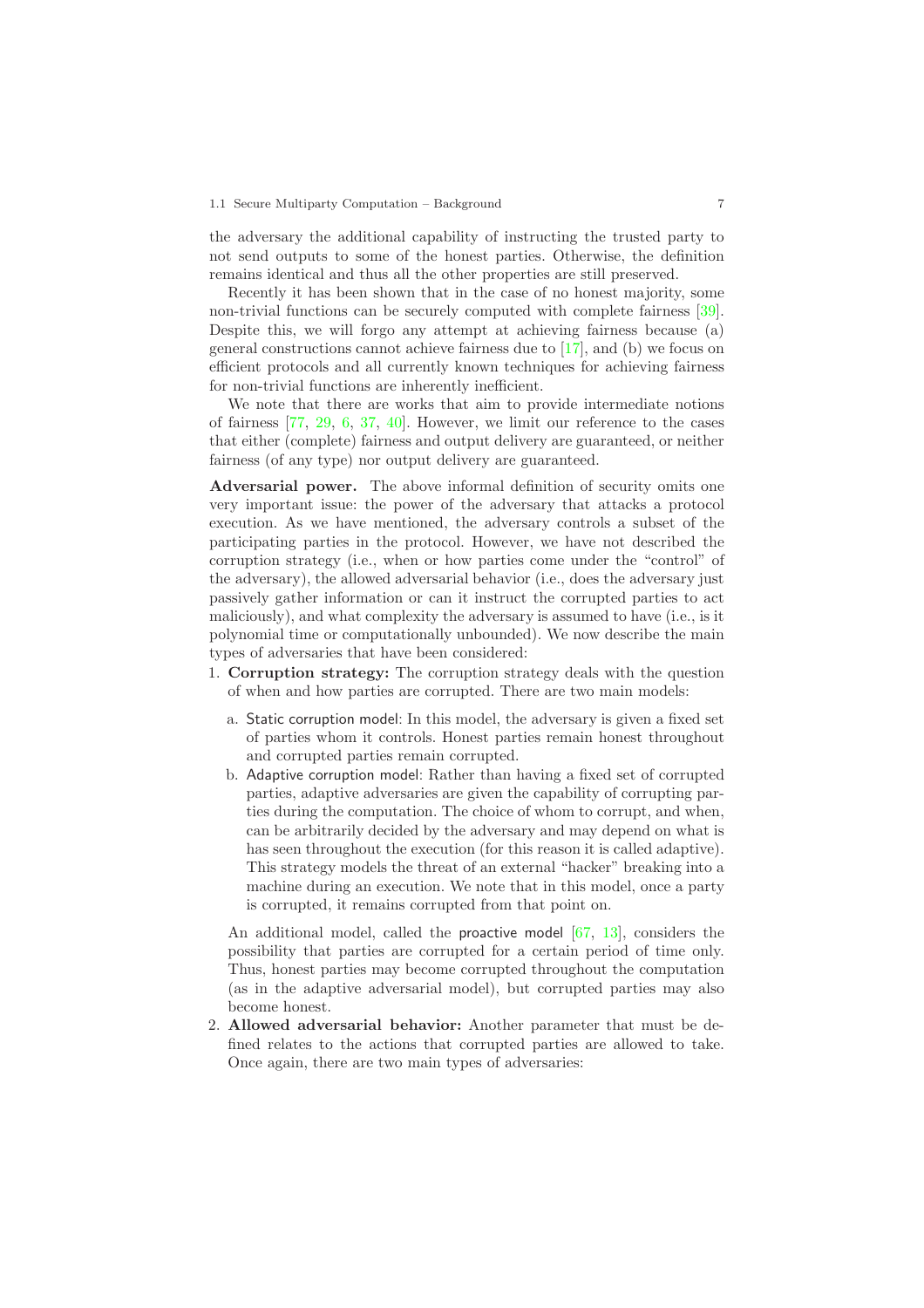the adversary the additional capability of instructing the trusted party to not send outputs to some of the honest parties. Otherwise, the definition remains identical and thus all the other properties are still preserved.

Recently it has been shown that in the case of no honest majority, some non-trivial functions can be securely computed with complete fairness [39]. Despite this, we will forgo any attempt at achieving fairness because (a) general constructions cannot achieve fairness due to [17], and (b) we focus on efficient protocols and all currently known techniques for achieving fairness for non-trivial functions are inherently inefficient.

We note that there are works that aim to provide intermediate notions of fairness [77, 29, 6, 37, 40]. However, we limit our reference to the cases that either (complete) fairness and output delivery are guaranteed, or neither fairness (of any type) nor output delivery are guaranteed.

**Adversarial power.** The above informal definition of security omits one very important issue: the power of the adversary that attacks a protocol execution. As we have mentioned, the adversary controls a subset of the participating parties in the protocol. However, we have not described the corruption strategy (i.e., when or how parties come under the "control" of the adversary), the allowed adversarial behavior (i.e., does the adversary just passively gather information or can it instruct the corrupted parties to act maliciously), and what complexity the adversary is assumed to have (i.e., is it polynomial time or computationally unbounded). We now describe the main types of adversaries that have been considered:

1. **Corruption strategy:** The corruption strategy deals with the question of when and how parties are corrupted. There are two main models:
   a. Static corruption model: In this model, the adversary is given a fixed set of parties whom it controls. Honest parties remain honest throughout and corrupted parties remain corrupted.
   b. Adaptive corruption model: Rather than having a fixed set of corrupted parties, adaptive adversaries are given the capability of corrupting parties during the computation. The choice of whom to corrupt, and when, can be arbitrarily decided by the adversary and may depend on what is has seen throughout the execution (for this reason it is called adaptive). This strategy models the threat of an external "hacker" breaking into a machine during an execution. We note that in this model, once a party is corrupted, it remains corrupted from that point on.

   An additional model, called the proactive model [67, 13], considers the possibility that parties are corrupted for a certain period of time only. Thus, honest parties may become corrupted throughout the computation (as in the adaptive adversarial model), but corrupted parties may also become honest.
2. **Allowed adversarial behavior:** Another parameter that must be defined relates to the actions that corrupted parties are allowed to take. Once again, there are two main types of adversaries: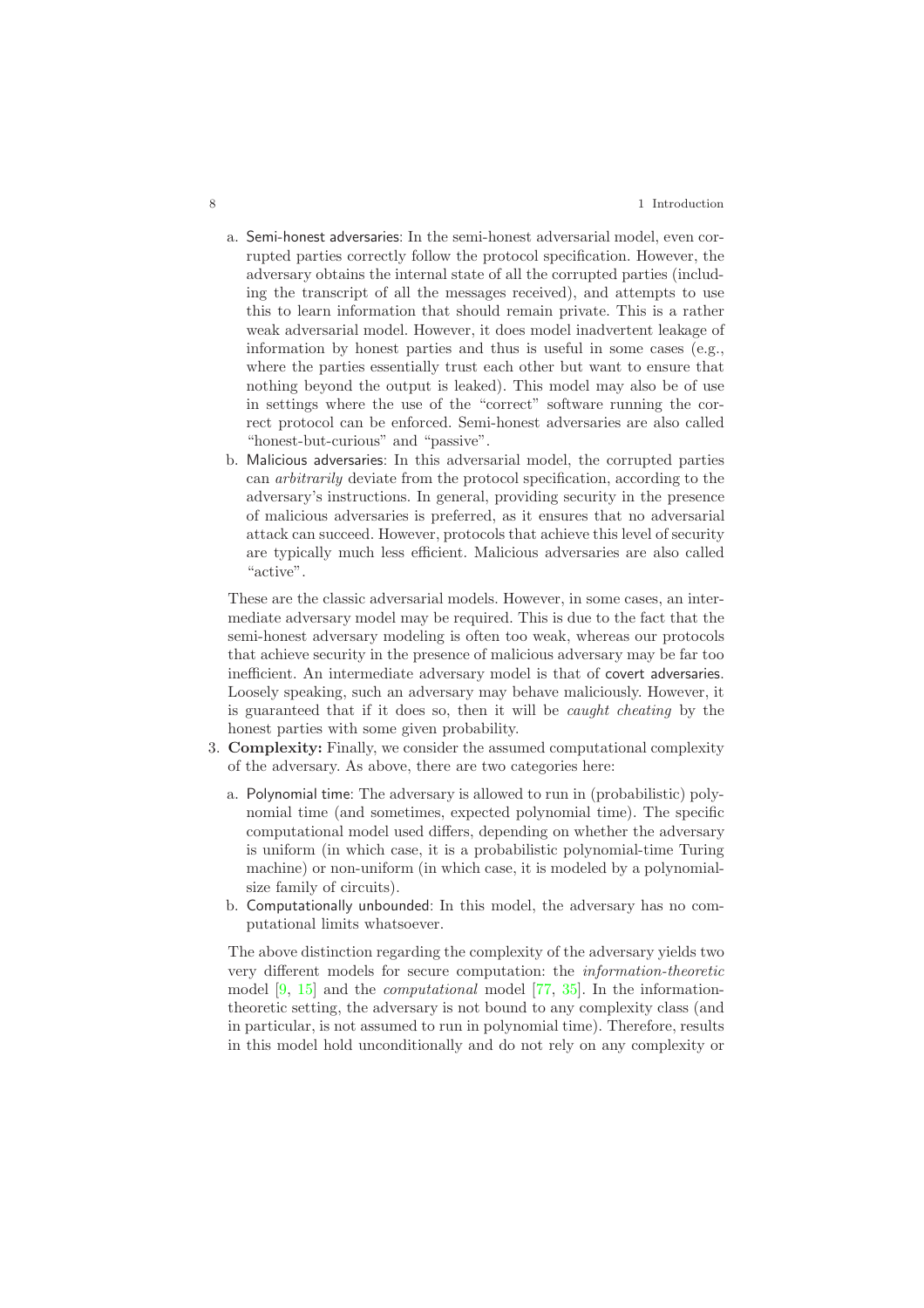a. Semi-honest adversaries: In the semi-honest adversarial model, even corrupted parties correctly follow the protocol specification. However, the adversary obtains the internal state of all the corrupted parties (including the transcript of all the messages received), and attempts to use this to learn information that should remain private. This is a rather weak adversarial model. However, it does model inadvertent leakage of information by honest parties and thus is useful in some cases (e.g., where the parties essentially trust each other but want to ensure that nothing beyond the output is leaked). This model may also be of use in settings where the use of the "correct" software running the correct protocol can be enforced. Semi-honest adversaries are also called "honest-but-curious" and "passive".
   b. Malicious adversaries: In this adversarial model, the corrupted parties can *arbitrarily* deviate from the protocol specification, according to the adversary's instructions. In general, providing security in the presence of malicious adversaries is preferred, as it ensures that no adversarial attack can succeed. However, protocols that achieve this level of security are typically much less efficient. Malicious adversaries are also called "active".

   These are the classic adversarial models. However, in some cases, an intermediate adversary model may be required. This is due to the fact that the semi-honest adversary modeling is often too weak, whereas our protocols that achieve security in the presence of malicious adversary may be far too inefficient. An intermediate adversary model is that of covert adversaries. Loosely speaking, such an adversary may behave maliciously. However, it is guaranteed that if it does so, then it will be *caught cheating* by the honest parties with some given probability.

3. **Complexity:** Finally, we consider the assumed computational complexity of the adversary. As above, there are two categories here:
   a. Polynomial time: The adversary is allowed to run in (probabilistic) polynomial time (and sometimes, expected polynomial time). The specific computational model used differs, depending on whether the adversary is uniform (in which case, it is a probabilistic polynomial-time Turing machine) or non-uniform (in which case, it is modeled by a polynomial-size family of circuits).
   b. Computationally unbounded: In this model, the adversary has no computational limits whatsoever.

   The above distinction regarding the complexity of the adversary yields two very different models for secure computation: the *information-theoretic* model [9, 15] and the *computational* model [77, 35]. In the information-theoretic setting, the adversary is not bound to any complexity class (and in particular, is not assumed to run in polynomial time). Therefore, results in this model hold unconditionally and do not rely on any complexity or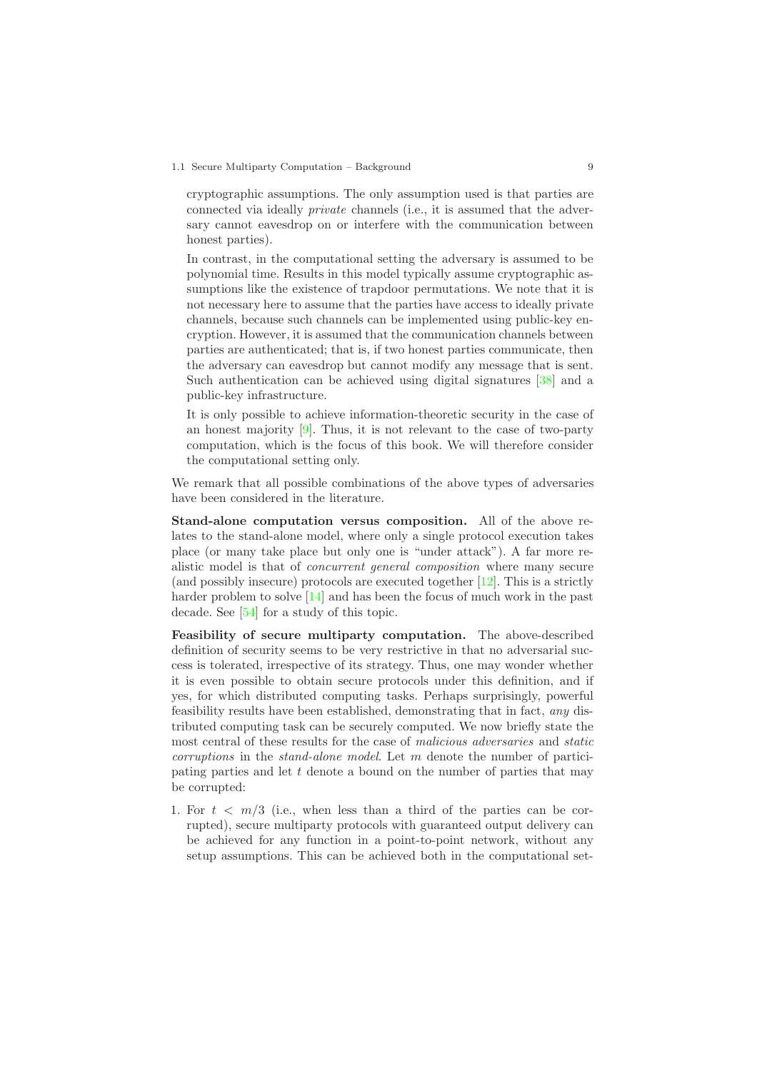cryptographic assumptions. The only assumption used is that parties are connected via ideally *private* channels (i.e., it is assumed that the adversary cannot eavesdrop on or interfere with the communication between honest parties).

In contrast, in the computational setting the adversary is assumed to be polynomial time. Results in this model typically assume cryptographic assumptions like the existence of trapdoor permutations. We note that it is not necessary here to assume that the parties have access to ideally private channels, because such channels can be implemented using public-key encryption. However, it is assumed that the communication channels between parties are authenticated; that is, if two honest parties communicate, then the adversary can eavesdrop but cannot modify any message that is sent. Such authentication can be achieved using digital signatures [38] and a public-key infrastructure.

It is only possible to achieve information-theoretic security in the case of an honest majority [9]. Thus, it is not relevant to the case of two-party computation, which is the focus of this book. We will therefore consider the computational setting only.

We remark that all possible combinations of the above types of adversaries have been considered in the literature.

**Stand-alone computation versus composition.** All of the above relates to the stand-alone model, where only a single protocol execution takes place (or many take place but only one is "under attack"). A far more realistic model is that of *concurrent general composition* where many secure (and possibly insecure) protocols are executed together [12]. This is a strictly harder problem to solve [14] and has been the focus of much work in the past decade. See [54] for a study of this topic.

**Feasibility of secure multiparty computation.** The above-described definition of security seems to be very restrictive in that no adversarial success is tolerated, irrespective of its strategy. Thus, one may wonder whether it is even possible to obtain secure protocols under this definition, and if yes, for which distributed computing tasks. Perhaps surprisingly, powerful feasibility results have been established, demonstrating that in fact, *any* distributed computing task can be securely computed. We now briefly state the most central of these results for the case of *malicious adversaries* and *static corruptions* in the *stand-alone model*. Let $m$ denote the number of participating parties and let $t$ denote a bound on the number of parties that may be corrupted:

1. For $t < m/3$ (i.e., when less than a third of the parties can be corrupted), secure multiparty protocols with guaranteed output delivery can be achieved for any function in a point-to-point network, without any setup assumptions. This can be achieved both in the computational set-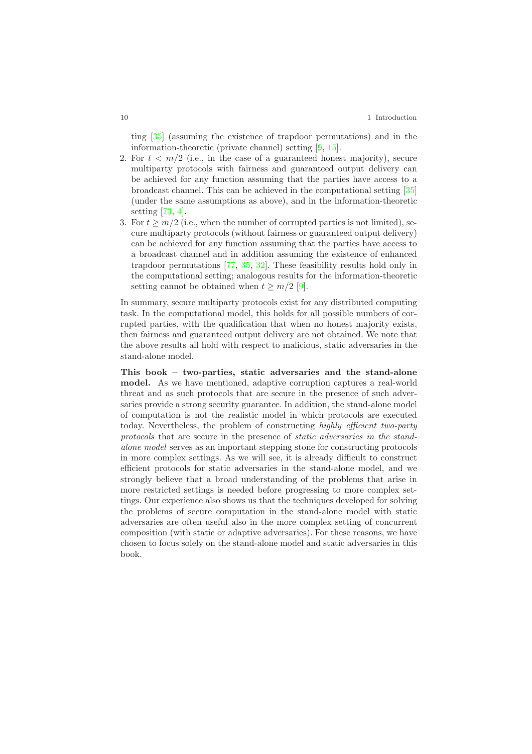ting [35] (assuming the existence of trapdoor permutations) and in the information-theoretic (private channel) setting [9, 15].

2. For $t < m/2$ (i.e., in the case of a guaranteed honest majority), secure multiparty protocols with fairness and guaranteed output delivery can be achieved for any function assuming that the parties have access to a broadcast channel. This can be achieved in the computational setting [35] (under the same assumptions as above), and in the information-theoretic setting [73, 4].
3. For $t \geq m/2$ (i.e., when the number of corrupted parties is not limited), secure multiparty protocols (without fairness or guaranteed output delivery) can be achieved for any function assuming that the parties have access to a broadcast channel and in addition assuming the existence of enhanced trapdoor permutations [77, 35, 32]. These feasibility results hold only in the computational setting; analogous results for the information-theoretic setting cannot be obtained when $t \geq m/2$ [9].

In summary, secure multiparty protocols exist for any distributed computing task. In the computational model, this holds for all possible numbers of corrupted parties, with the qualification that when no honest majority exists, then fairness and guaranteed output delivery are not obtained. We note that the above results all hold with respect to malicious, static adversaries in the stand-alone model.

**This book – two-parties, static adversaries and the stand-alone model.** As we have mentioned, adaptive corruption captures a real-world threat and as such protocols that are secure in the presence of such adversaries provide a strong security guarantee. In addition, the stand-alone model of computation is not the realistic model in which protocols are executed today. Nevertheless, the problem of constructing *highly efficient two-party protocols* that are secure in the presence of *static adversaries in the stand-alone model* serves as an important stepping stone for constructing protocols in more complex settings. As we will see, it is already difficult to construct efficient protocols for static adversaries in the stand-alone model, and we strongly believe that a broad understanding of the problems that arise in more restricted settings is needed before progressing to more complex settings. Our experience also shows us that the techniques developed for solving the problems of secure computation in the stand-alone model with static adversaries are often useful also in the more complex setting of concurrent composition (with static or adaptive adversaries). For these reasons, we have chosen to focus solely on the stand-alone model and static adversaries in this book.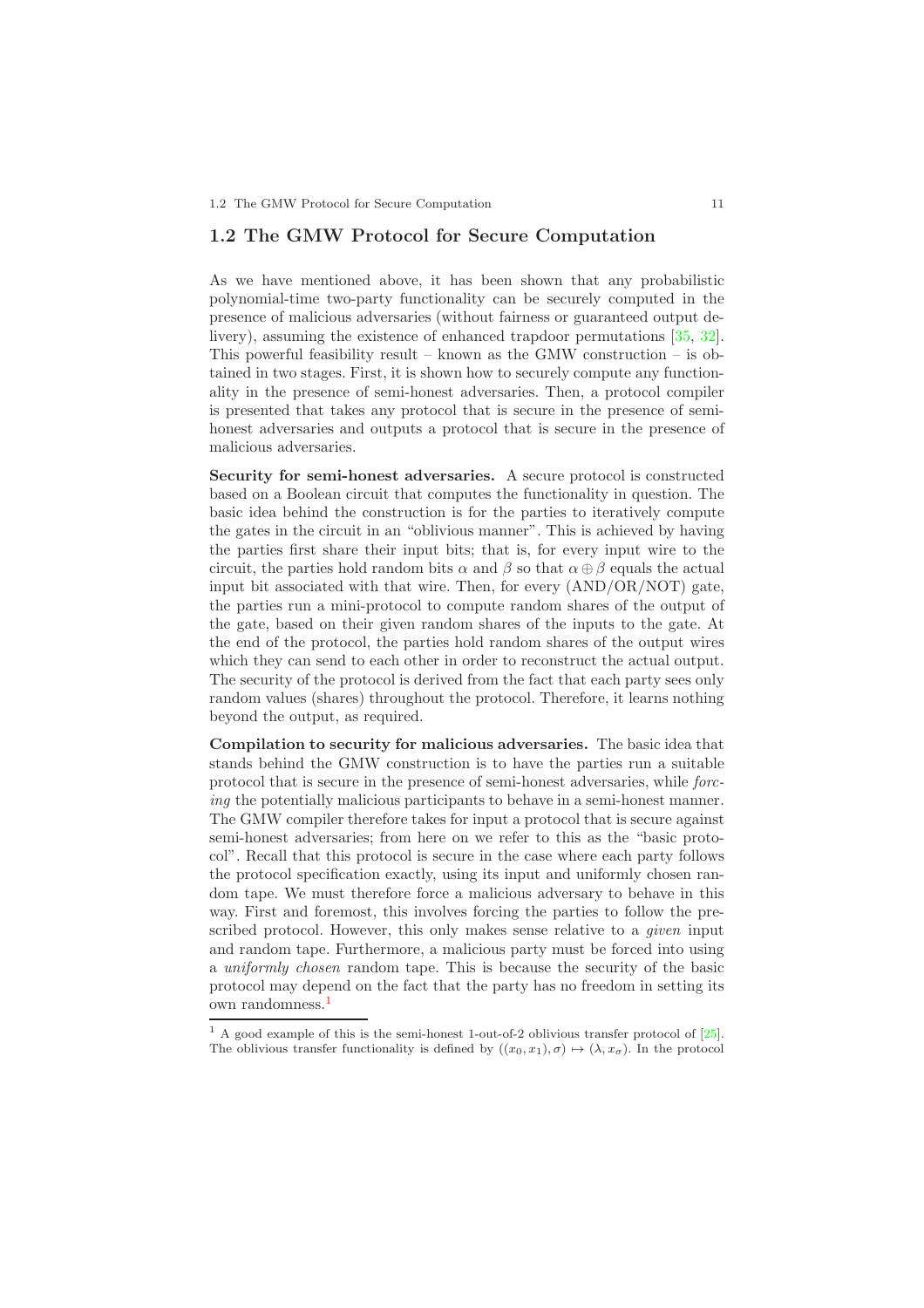## 1.2 The GMW Protocol for Secure Computation

As we have mentioned above, it has been shown that any probabilistic polynomial-time two-party functionality can be securely computed in the presence of malicious adversaries (without fairness or guaranteed output delivery), assuming the existence of enhanced trapdoor permutations [35, 32]. This powerful feasibility result – known as the GMW construction – is obtained in two stages. First, it is shown how to securely compute any functionality in the presence of semi-honest adversaries. Then, a protocol compiler is presented that takes any protocol that is secure in the presence of semi-honest adversaries and outputs a protocol that is secure in the presence of malicious adversaries.

**Security for semi-honest adversaries.** A secure protocol is constructed based on a Boolean circuit that computes the functionality in question. The basic idea behind the construction is for the parties to iteratively compute the gates in the circuit in an "oblivious manner". This is achieved by having the parties first share their input bits; that is, for every input wire to the circuit, the parties hold random bits $\alpha$ and $\beta$ so that $\alpha \oplus \beta$ equals the actual input bit associated with that wire. Then, for every (AND/OR/NOT) gate, the parties run a mini-protocol to compute random shares of the output of the gate, based on their given random shares of the inputs to the gate. At the end of the protocol, the parties hold random shares of the output wires which they can send to each other in order to reconstruct the actual output. The security of the protocol is derived from the fact that each party sees only random values (shares) throughout the protocol. Therefore, it learns nothing beyond the output, as required.

**Compilation to security for malicious adversaries.** The basic idea that stands behind the GMW construction is to have the parties run a suitable protocol that is secure in the presence of semi-honest adversaries, while *forcing* the potentially malicious participants to behave in a semi-honest manner. The GMW compiler therefore takes for input a protocol that is secure against semi-honest adversaries; from here on we refer to this as the "basic protocol". Recall that this protocol is secure in the case where each party follows the protocol specification exactly, using its input and uniformly chosen random tape. We must therefore force a malicious adversary to behave in this way. First and foremost, this involves forcing the parties to follow the prescribed protocol. However, this only makes sense relative to a *given* input and random tape. Furthermore, a malicious party must be forced into using a *uniformly chosen* random tape. This is because the security of the basic protocol may depend on the fact that the party has no freedom in setting its own randomness.[1]

[1] A good example of this is the semi-honest 1-out-of-2 oblivious transfer protocol of [25]. The oblivious transfer functionality is defined by $((x_0, x_1), \sigma) \mapsto (\lambda, x_\sigma)$. In the protocol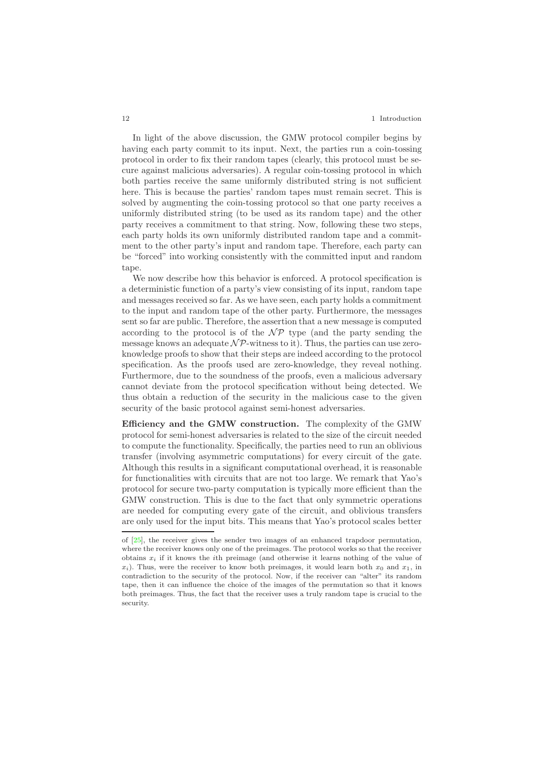In light of the above discussion, the GMW protocol compiler begins by having each party commit to its input. Next, the parties run a coin-tossing protocol in order to fix their random tapes (clearly, this protocol must be secure against malicious adversaries). A regular coin-tossing protocol in which both parties receive the same uniformly distributed string is not sufficient here. This is because the parties' random tapes must remain secret. This is solved by augmenting the coin-tossing protocol so that one party receives a uniformly distributed string (to be used as its random tape) and the other party receives a commitment to that string. Now, following these two steps, each party holds its own uniformly distributed random tape and a commitment to the other party's input and random tape. Therefore, each party can be "forced" into working consistently with the committed input and random tape.

We now describe how this behavior is enforced. A protocol specification is a deterministic function of a party's view consisting of its input, random tape and messages received so far. As we have seen, each party holds a commitment to the input and random tape of the other party. Furthermore, the messages sent so far are public. Therefore, the assertion that a new message is computed according to the protocol is of the $\mathcal{NP}$ type (and the party sending the message knows an adequate $\mathcal{NP}$-witness to it). Thus, the parties can use zero-knowledge proofs to show that their steps are indeed according to the protocol specification. As the proofs used are zero-knowledge, they reveal nothing. Furthermore, due to the soundness of the proofs, even a malicious adversary cannot deviate from the protocol specification without being detected. We thus obtain a reduction of the security in the malicious case to the given security of the basic protocol against semi-honest adversaries.

**Efficiency and the GMW construction.** The complexity of the GMW protocol for semi-honest adversaries is related to the size of the circuit needed to compute the functionality. Specifically, the parties need to run an oblivious transfer (involving asymmetric computations) for every circuit of the gate. Although this results in a significant computational overhead, it is reasonable for functionalities with circuits that are not too large. We remark that Yao's protocol for secure two-party computation is typically more efficient than the GMW construction. This is due to the fact that only symmetric operations are needed for computing every gate of the circuit, and oblivious transfers are only used for the input bits. This means that Yao's protocol scales better

---

of [25], the receiver gives the sender two images of an enhanced trapdoor permutation, where the receiver knows only one of the preimages. The protocol works so that the receiver obtains $x_i$ if it knows the $i$th preimage (and otherwise it learns nothing of the value of $x_i$). Thus, were the receiver to know both preimages, it would learn both $x_0$ and $x_1$, in contradiction to the security of the protocol. Now, if the receiver can "alter" its random tape, then it can influence the choice of the images of the permutation so that it knows both preimages. Thus, the fact that the receiver uses a truly random tape is crucial to the security.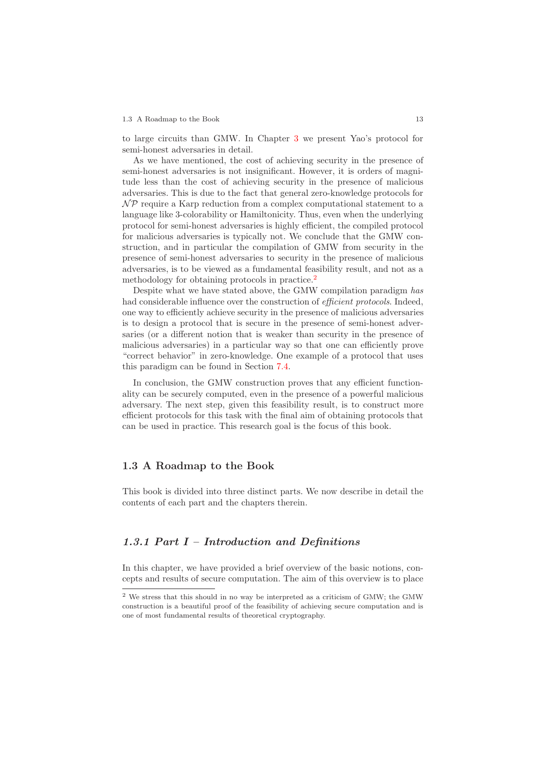to large circuits than GMW. In Chapter 3 we present Yao's protocol for semi-honest adversaries in detail.

As we have mentioned, the cost of achieving security in the presence of semi-honest adversaries is not insignificant. However, it is orders of magnitude less than the cost of achieving security in the presence of malicious adversaries. This is due to the fact that general zero-knowledge protocols for $\mathcal{NP}$ require a Karp reduction from a complex computational statement to a language like 3-colorability or Hamiltonicity. Thus, even when the underlying protocol for semi-honest adversaries is highly efficient, the compiled protocol for malicious adversaries is typically not. We conclude that the GMW construction, and in particular the compilation of GMW from security in the presence of semi-honest adversaries to security in the presence of malicious adversaries, is to be viewed as a fundamental feasibility result, and not as a methodology for obtaining protocols in practice.[2]

Despite what we have stated above, the GMW compilation paradigm *has* had considerable influence over the construction of *efficient protocols*. Indeed, one way to efficiently achieve security in the presence of malicious adversaries is to design a protocol that is secure in the presence of semi-honest adversaries (or a different notion that is weaker than security in the presence of malicious adversaries) in a particular way so that one can efficiently prove "correct behavior" in zero-knowledge. One example of a protocol that uses this paradigm can be found in Section 7.4.

In conclusion, the GMW construction proves that any efficient functionality can be securely computed, even in the presence of a powerful malicious adversary. The next step, given this feasibility result, is to construct more efficient protocols for this task with the final aim of obtaining protocols that can be used in practice. This research goal is the focus of this book.

## 1.3 A Roadmap to the Book

This book is divided into three distinct parts. We now describe in detail the contents of each part and the chapters therein.

### *1.3.1 Part I – Introduction and Definitions*

In this chapter, we have provided a brief overview of the basic notions, concepts and results of secure computation. The aim of this overview is to place

[2] We stress that this should in no way be interpreted as a criticism of GMW; the GMW construction is a beautiful proof of the feasibility of achieving secure computation and is one of most fundamental results of theoretical cryptography.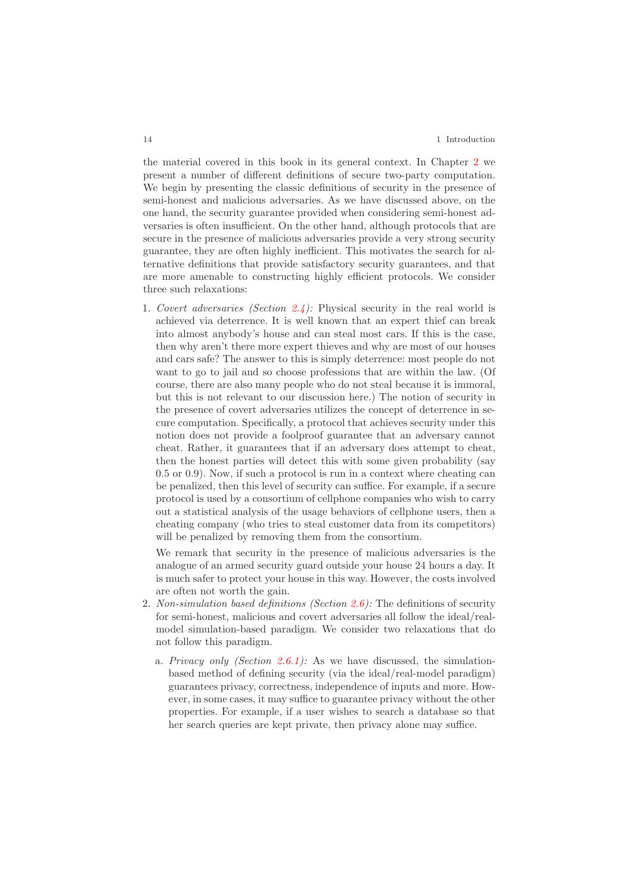the material covered in this book in its general context. In Chapter 2 we present a number of different definitions of secure two-party computation. We begin by presenting the classic definitions of security in the presence of semi-honest and malicious adversaries. As we have discussed above, on the one hand, the security guarantee provided when considering semi-honest adversaries is often insufficient. On the other hand, although protocols that are secure in the presence of malicious adversaries provide a very strong security guarantee, they are often highly inefficient. This motivates the search for alternative definitions that provide satisfactory security guarantees, and that are more amenable to constructing highly efficient protocols. We consider three such relaxations:

1. *Covert adversaries (Section 2.4):* Physical security in the real world is achieved via deterrence. It is well known that an expert thief can break into almost anybody's house and can steal most cars. If this is the case, then why aren't there more expert thieves and why are most of our houses and cars safe? The answer to this is simply deterrence: most people do not want to go to jail and so choose professions that are within the law. (Of course, there are also many people who do not steal because it is immoral, but this is not relevant to our discussion here.) The notion of security in the presence of covert adversaries utilizes the concept of deterrence in secure computation. Specifically, a protocol that achieves security under this notion does not provide a foolproof guarantee that an adversary cannot cheat. Rather, it guarantees that if an adversary does attempt to cheat, then the honest parties will detect this with some given probability (say 0.5 or 0.9). Now, if such a protocol is run in a context where cheating can be penalized, then this level of security can suffice. For example, if a secure protocol is used by a consortium of cellphone companies who wish to carry out a statistical analysis of the usage behaviors of cellphone users, then a cheating company (who tries to steal customer data from its competitors) will be penalized by removing them from the consortium.

   We remark that security in the presence of malicious adversaries is the analogue of an armed security guard outside your house 24 hours a day. It is much safer to protect your house in this way. However, the costs involved are often not worth the gain.

2. *Non-simulation based definitions (Section 2.6):* The definitions of security for semi-honest, malicious and covert adversaries all follow the ideal/real-model simulation-based paradigm. We consider two relaxations that do not follow this paradigm.

   a. *Privacy only (Section 2.6.1):* As we have discussed, the simulation-based method of defining security (via the ideal/real-model paradigm) guarantees privacy, correctness, independence of inputs and more. However, in some cases, it may suffice to guarantee privacy without the other properties. For example, if a user wishes to search a database so that her search queries are kept private, then privacy alone may suffice.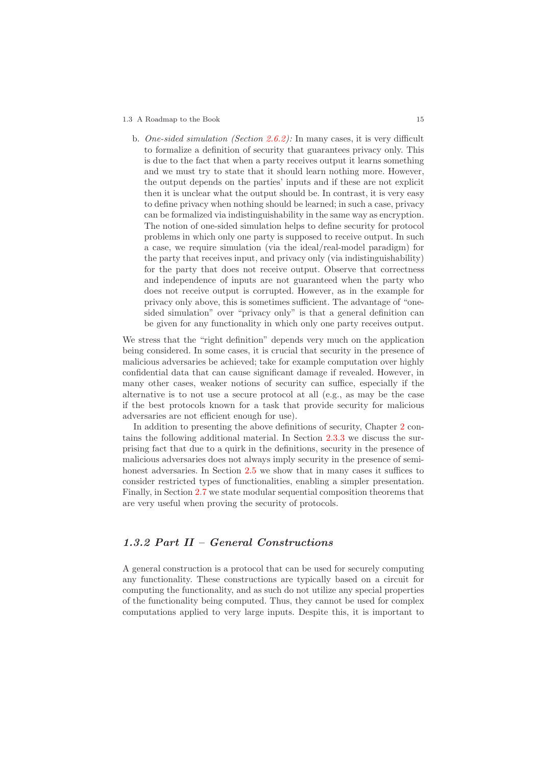b. *One-sided simulation (Section 2.6.2):* In many cases, it is very difficult to formalize a definition of security that guarantees privacy only. This is due to the fact that when a party receives output it learns something and we must try to state that it should learn nothing more. However, the output depends on the parties' inputs and if these are not explicit then it is unclear what the output should be. In contrast, it is very easy to define privacy when nothing should be learned; in such a case, privacy can be formalized via indistinguishability in the same way as encryption. The notion of one-sided simulation helps to define security for protocol problems in which only one party is supposed to receive output. In such a case, we require simulation (via the ideal/real-model paradigm) for the party that receives input, and privacy only (via indistinguishability) for the party that does not receive output. Observe that correctness and independence of inputs are not guaranteed when the party who does not receive output is corrupted. However, as in the example for privacy only above, this is sometimes sufficient. The advantage of "one-sided simulation" over "privacy only" is that a general definition can be given for any functionality in which only one party receives output.

We stress that the "right definition" depends very much on the application being considered. In some cases, it is crucial that security in the presence of malicious adversaries be achieved; take for example computation over highly confidential data that can cause significant damage if revealed. However, in many other cases, weaker notions of security can suffice, especially if the alternative is to not use a secure protocol at all (e.g., as may be the case if the best protocols known for a task that provide security for malicious adversaries are not efficient enough for use).

In addition to presenting the above definitions of security, Chapter 2 contains the following additional material. In Section 2.3.3 we discuss the surprising fact that due to a quirk in the definitions, security in the presence of malicious adversaries does not always imply security in the presence of semi-honest adversaries. In Section 2.5 we show that in many cases it suffices to consider restricted types of functionalities, enabling a simpler presentation. Finally, in Section 2.7 we state modular sequential composition theorems that are very useful when proving the security of protocols.

### *1.3.2 Part II – General Constructions*

A general construction is a protocol that can be used for securely computing any functionality. These constructions are typically based on a circuit for computing the functionality, and as such do not utilize any special properties of the functionality being computed. Thus, they cannot be used for complex computations applied to very large inputs. Despite this, it is important to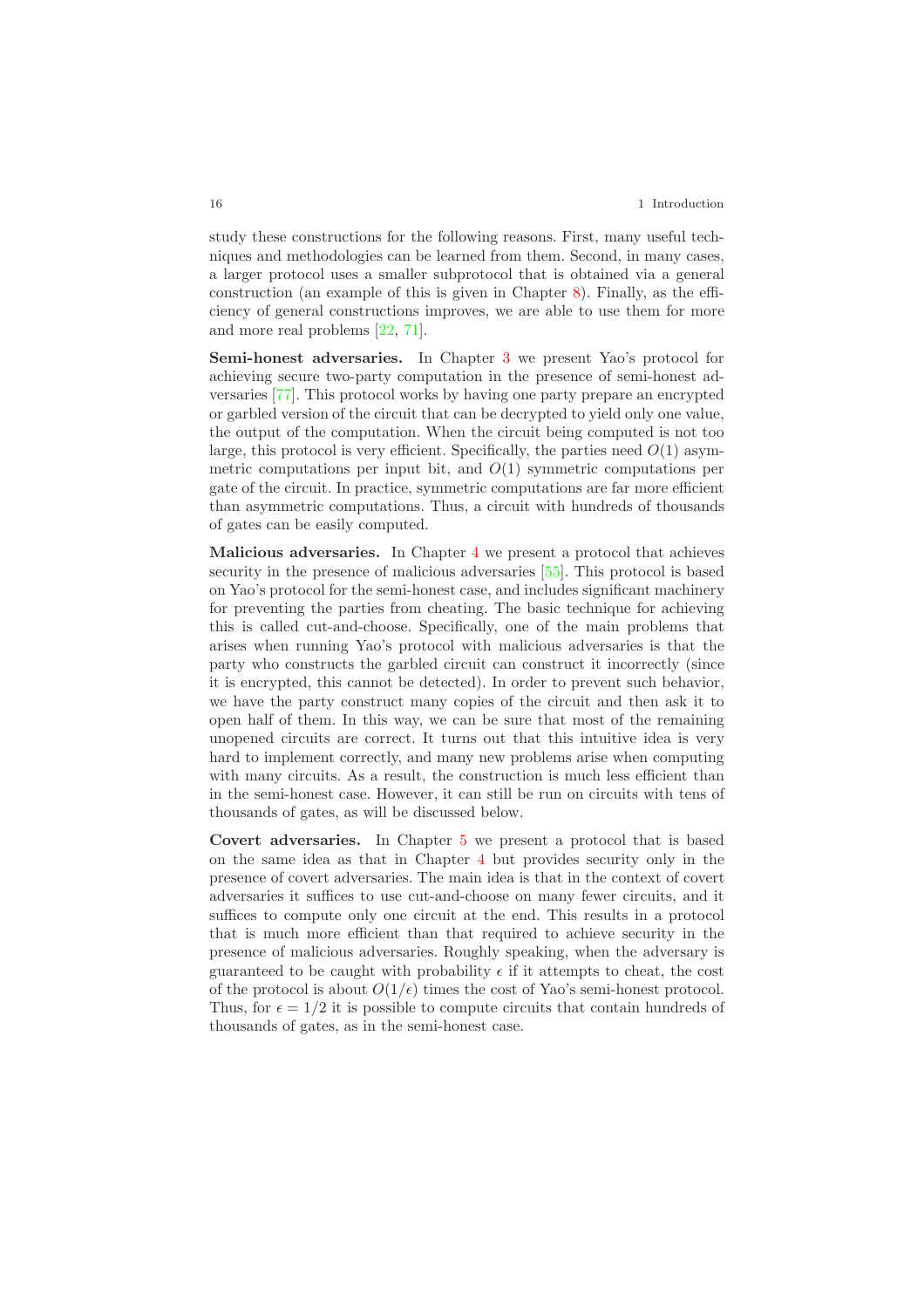study these constructions for the following reasons. First, many useful techniques and methodologies can be learned from them. Second, in many cases, a larger protocol uses a smaller subprotocol that is obtained via a general construction (an example of this is given in Chapter 8). Finally, as the efficiency of general constructions improves, we are able to use them for more and more real problems [22, 71].

**Semi-honest adversaries.** In Chapter 3 we present Yao's protocol for achieving secure two-party computation in the presence of semi-honest adversaries [77]. This protocol works by having one party prepare an encrypted or garbled version of the circuit that can be decrypted to yield only one value, the output of the computation. When the circuit being computed is not too large, this protocol is very efficient. Specifically, the parties need $O(1)$ asymmetric computations per input bit, and $O(1)$ symmetric computations per gate of the circuit. In practice, symmetric computations are far more efficient than asymmetric computations. Thus, a circuit with hundreds of thousands of gates can be easily computed.

**Malicious adversaries.** In Chapter 4 we present a protocol that achieves security in the presence of malicious adversaries [55]. This protocol is based on Yao's protocol for the semi-honest case, and includes significant machinery for preventing the parties from cheating. The basic technique for achieving this is called cut-and-choose. Specifically, one of the main problems that arises when running Yao's protocol with malicious adversaries is that the party who constructs the garbled circuit can construct it incorrectly (since it is encrypted, this cannot be detected). In order to prevent such behavior, we have the party construct many copies of the circuit and then ask it to open half of them. In this way, we can be sure that most of the remaining unopened circuits are correct. It turns out that this intuitive idea is very hard to implement correctly, and many new problems arise when computing with many circuits. As a result, the construction is much less efficient than in the semi-honest case. However, it can still be run on circuits with tens of thousands of gates, as will be discussed below.

**Covert adversaries.** In Chapter 5 we present a protocol that is based on the same idea as that in Chapter 4 but provides security only in the presence of covert adversaries. The main idea is that in the context of covert adversaries it suffices to use cut-and-choose on many fewer circuits, and it suffices to compute only one circuit at the end. This results in a protocol that is much more efficient than that required to achieve security in the presence of malicious adversaries. Roughly speaking, when the adversary is guaranteed to be caught with probability $\epsilon$ if it attempts to cheat, the cost of the protocol is about $O(1/\epsilon)$ times the cost of Yao's semi-honest protocol. Thus, for $\epsilon = 1/2$ it is possible to compute circuits that contain hundreds of thousands of gates, as in the semi-honest case.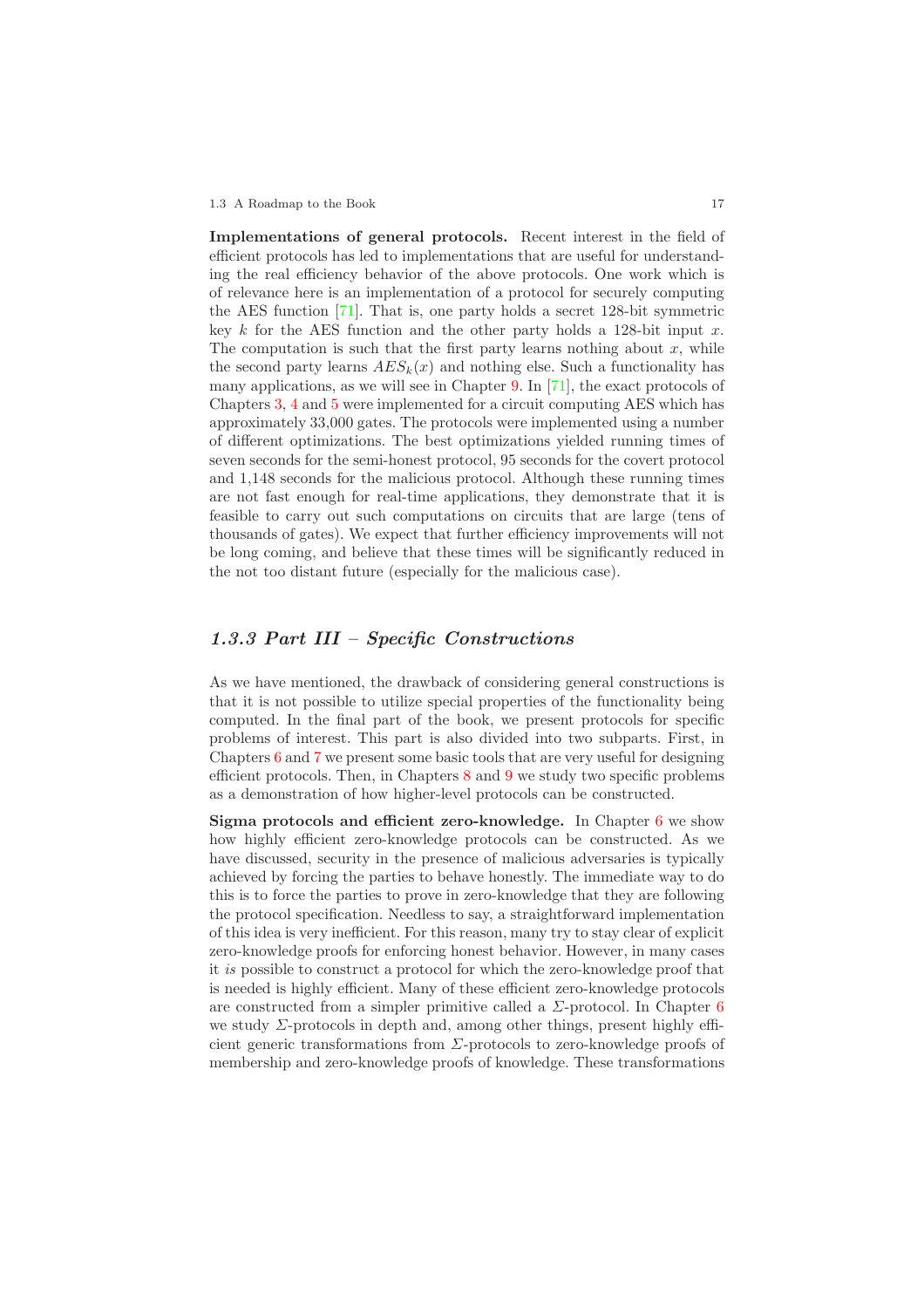**Implementations of general protocols.** Recent interest in the field of efficient protocols has led to implementations that are useful for understanding the real efficiency behavior of the above protocols. One work which is of relevance here is an implementation of a protocol for securely computing the AES function [71]. That is, one party holds a secret 128-bit symmetric key $k$ for the AES function and the other party holds a 128-bit input $x$. The computation is such that the first party learns nothing about $x$, while the second party learns $AES_k(x)$ and nothing else. Such a functionality has many applications, as we will see in Chapter 9. In [71], the exact protocols of Chapters 3, 4 and 5 were implemented for a circuit computing AES which has approximately 33,000 gates. The protocols were implemented using a number of different optimizations. The best optimizations yielded running times of seven seconds for the semi-honest protocol, 95 seconds for the covert protocol and 1,148 seconds for the malicious protocol. Although these running times are not fast enough for real-time applications, they demonstrate that it is feasible to carry out such computations on circuits that are large (tens of thousands of gates). We expect that further efficiency improvements will not be long coming, and believe that these times will be significantly reduced in the not too distant future (especially for the malicious case).

### *1.3.3 Part III – Specific Constructions*

As we have mentioned, the drawback of considering general constructions is that it is not possible to utilize special properties of the functionality being computed. In the final part of the book, we present protocols for specific problems of interest. This part is also divided into two subparts. First, in Chapters 6 and 7 we present some basic tools that are very useful for designing efficient protocols. Then, in Chapters 8 and 9 we study two specific problems as a demonstration of how higher-level protocols can be constructed.

**Sigma protocols and efficient zero-knowledge.** In Chapter 6 we show how highly efficient zero-knowledge protocols can be constructed. As we have discussed, security in the presence of malicious adversaries is typically achieved by forcing the parties to behave honestly. The immediate way to do this is to force the parties to prove in zero-knowledge that they are following the protocol specification. Needless to say, a straightforward implementation of this idea is very inefficient. For this reason, many try to stay clear of explicit zero-knowledge proofs for enforcing honest behavior. However, in many cases it *is* possible to construct a protocol for which the zero-knowledge proof that is needed is highly efficient. Many of these efficient zero-knowledge protocols are constructed from a simpler primitive called a $\Sigma$-protocol. In Chapter 6 we study $\Sigma$-protocols in depth and, among other things, present highly efficient generic transformations from $\Sigma$-protocols to zero-knowledge proofs of membership and zero-knowledge proofs of knowledge. These transformations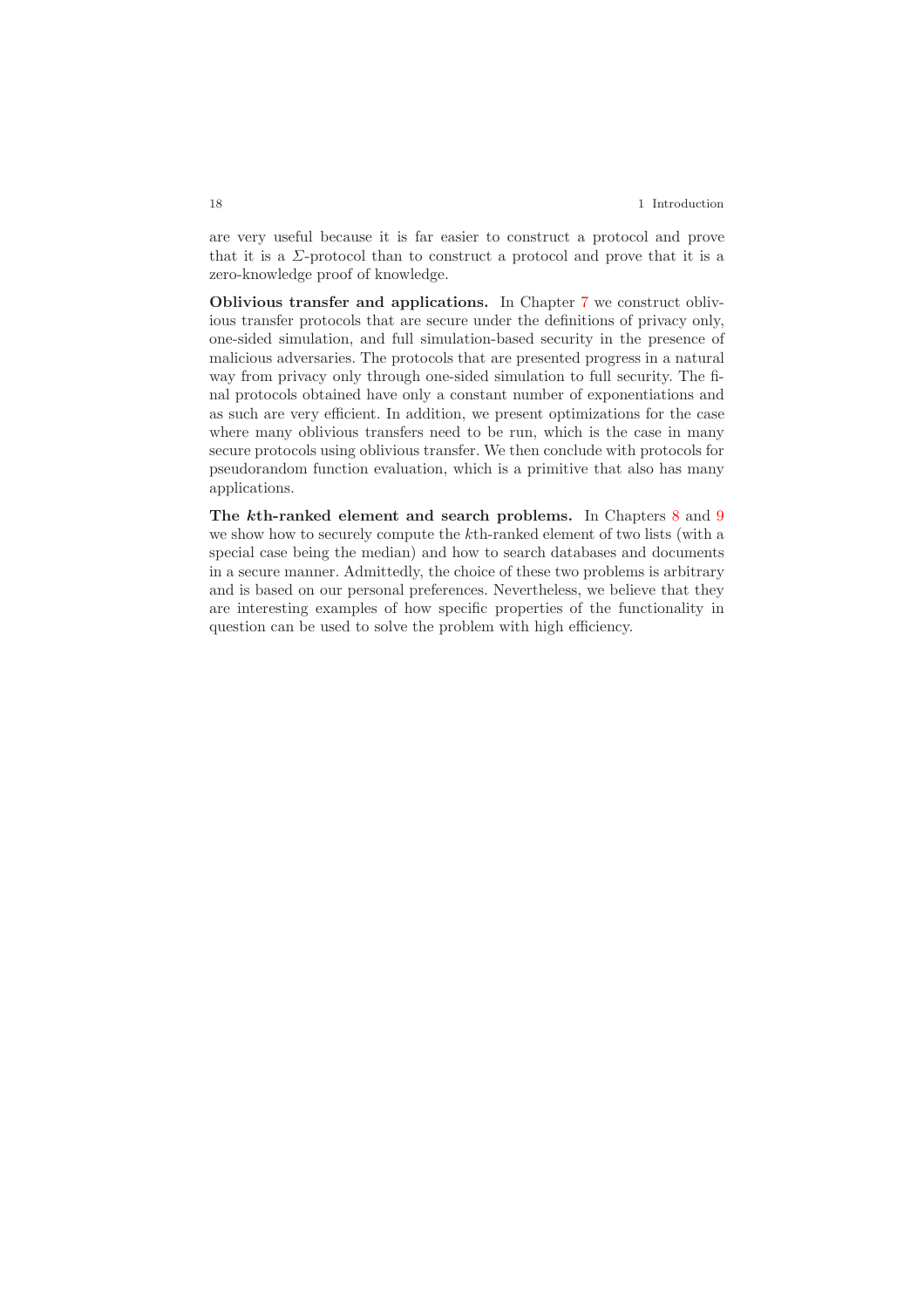are very useful because it is far easier to construct a protocol and prove that it is a $\Sigma$-protocol than to construct a protocol and prove that it is a zero-knowledge proof of knowledge.

**Oblivious transfer and applications.** In Chapter 7 we construct oblivious transfer protocols that are secure under the definitions of privacy only, one-sided simulation, and full simulation-based security in the presence of malicious adversaries. The protocols that are presented progress in a natural way from privacy only through one-sided simulation to full security. The final protocols obtained have only a constant number of exponentiations and as such are very efficient. In addition, we present optimizations for the case where many oblivious transfers need to be run, which is the case in many secure protocols using oblivious transfer. We then conclude with protocols for pseudorandom function evaluation, which is a primitive that also has many applications.

**The $k$th-ranked element and search problems.** In Chapters 8 and 9 we show how to securely compute the $k$th-ranked element of two lists (with a special case being the median) and how to search databases and documents in a secure manner. Admittedly, the choice of these two problems is arbitrary and is based on our personal preferences. Nevertheless, we believe that they are interesting examples of how specific properties of the functionality in question can be used to solve the problem with high efficiency.